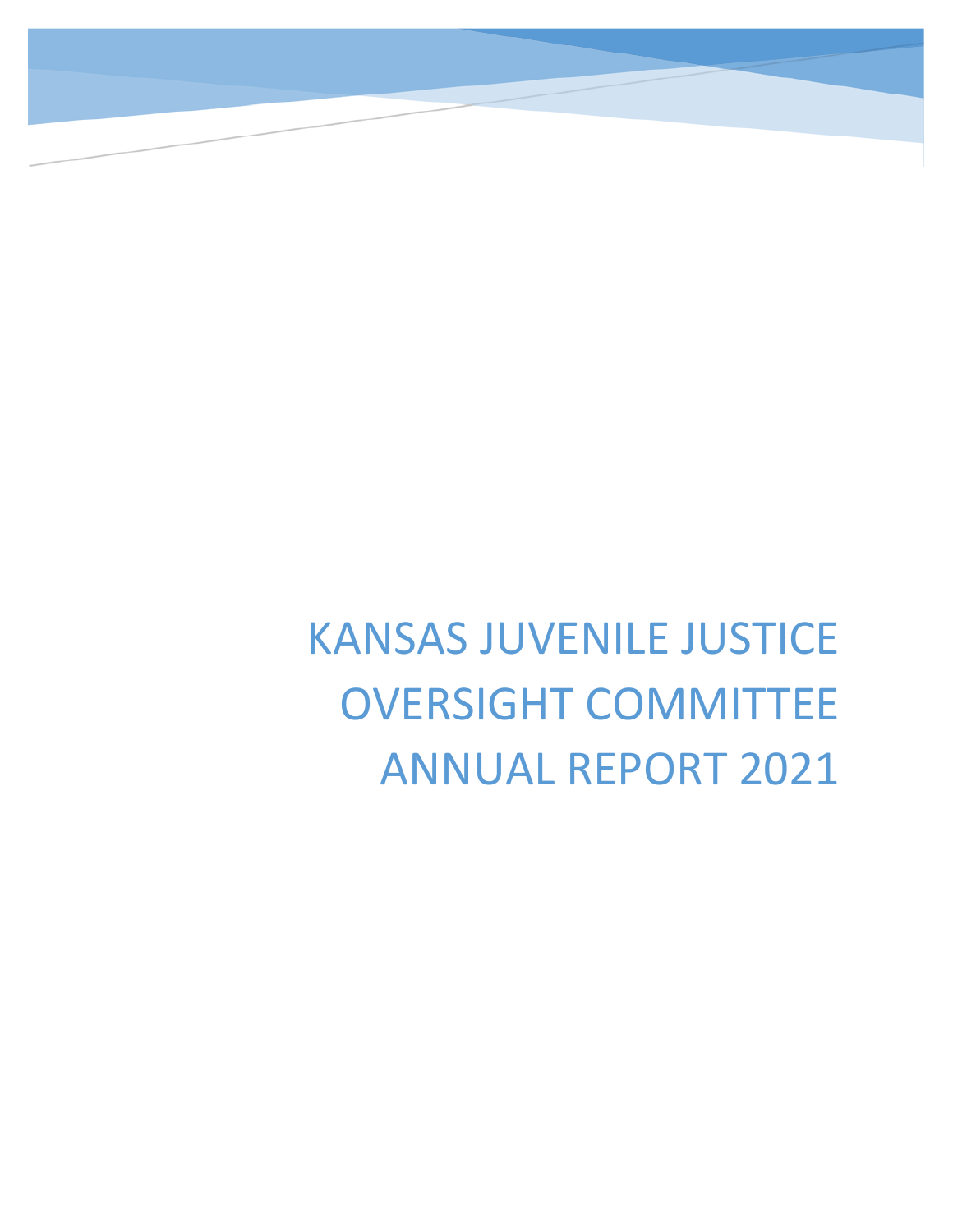# KANSAS JUVENILE JUSTICE OVERSIGHT COMMITTEE ANNUAL REPORT 2021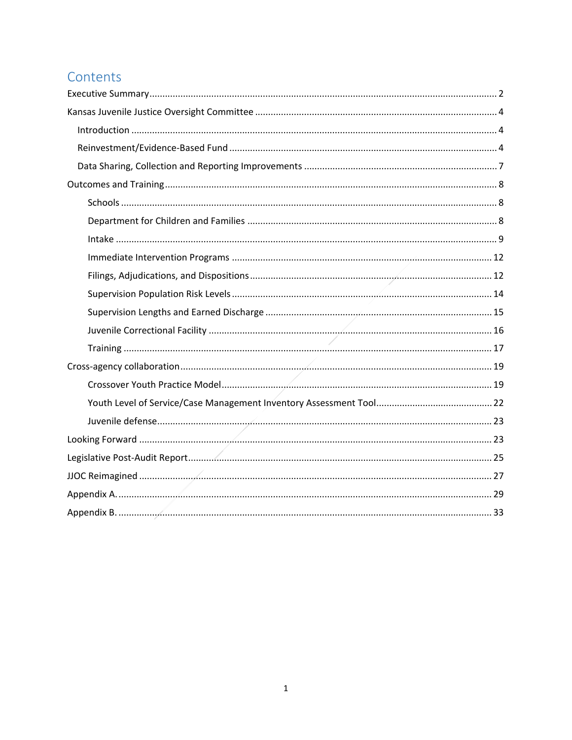# Contents

- Executive Summary ..... 2
- Kansas Juvenile Justice Oversight Committee ..... 4
  - Introduction ..... 4
  - Reinvestment/Evidence-Based Fund ..... 4
  - Data Sharing, Collection and Reporting Improvements ..... 7
- Outcomes and Training ..... 8
  - Schools ..... 8
  - Department for Children and Families ..... 8
  - Intake ..... 9
  - Immediate Intervention Programs ..... 12
  - Filings, Adjudications, and Dispositions ..... 12
  - Supervision Population Risk Levels ..... 14
  - Supervision Lengths and Earned Discharge ..... 15
  - Juvenile Correctional Facility ..... 16
  - Training ..... 17
- Cross-agency collaboration ..... 19
  - Crossover Youth Practice Model ..... 19
  - Youth Level of Service/Case Management Inventory Assessment Tool ..... 22
  - Juvenile defense ..... 23
- Looking Forward ..... 23
- Legislative Post-Audit Report ..... 25
- JJOC Reimagined ..... 27
- Appendix A. ..... 29
- Appendix B. ..... 33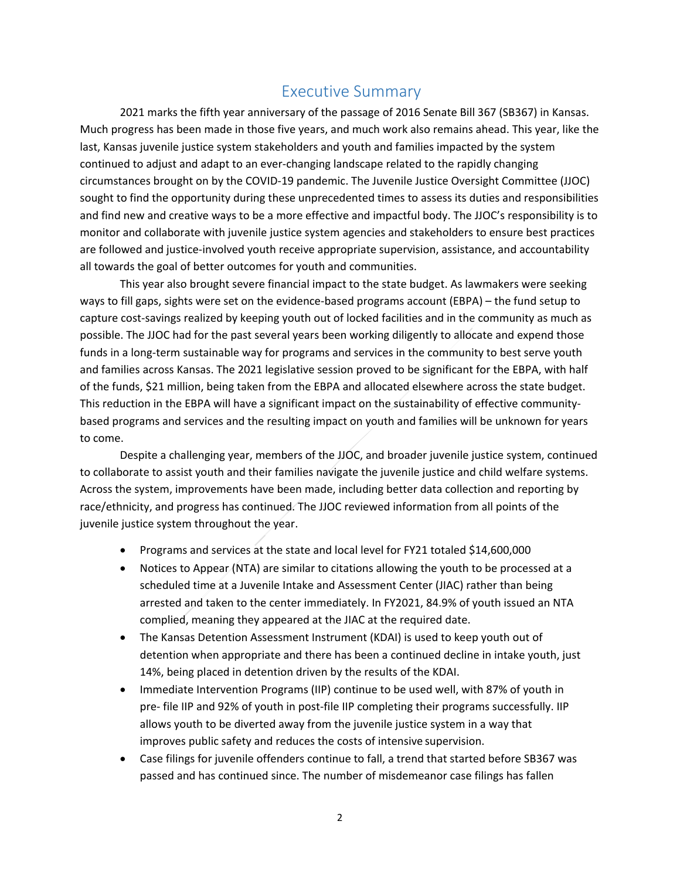# Executive Summary

2021 marks the fifth year anniversary of the passage of 2016 Senate Bill 367 (SB367) in Kansas. Much progress has been made in those five years, and much work also remains ahead. This year, like the last, Kansas juvenile justice system stakeholders and youth and families impacted by the system continued to adjust and adapt to an ever-changing landscape related to the rapidly changing circumstances brought on by the COVID-19 pandemic. The Juvenile Justice Oversight Committee (JJOC) sought to find the opportunity during these unprecedented times to assess its duties and responsibilities and find new and creative ways to be a more effective and impactful body. The JJOC's responsibility is to monitor and collaborate with juvenile justice system agencies and stakeholders to ensure best practices are followed and justice-involved youth receive appropriate supervision, assistance, and accountability all towards the goal of better outcomes for youth and communities.

This year also brought severe financial impact to the state budget. As lawmakers were seeking ways to fill gaps, sights were set on the evidence-based programs account (EBPA) – the fund setup to capture cost-savings realized by keeping youth out of locked facilities and in the community as much as possible. The JJOC had for the past several years been working diligently to allocate and expend those funds in a long-term sustainable way for programs and services in the community to best serve youth and families across Kansas. The 2021 legislative session proved to be significant for the EBPA, with half of the funds, $21 million, being taken from the EBPA and allocated elsewhere across the state budget. This reduction in the EBPA will have a significant impact on the sustainability of effective community-based programs and services and the resulting impact on youth and families will be unknown for years to come.

Despite a challenging year, members of the JJOC, and broader juvenile justice system, continued to collaborate to assist youth and their families navigate the juvenile justice and child welfare systems. Across the system, improvements have been made, including better data collection and reporting by race/ethnicity, and progress has continued. The JJOC reviewed information from all points of the juvenile justice system throughout the year.

- Programs and services at the state and local level for FY21 totaled $14,600,000
- Notices to Appear (NTA) are similar to citations allowing the youth to be processed at a scheduled time at a Juvenile Intake and Assessment Center (JIAC) rather than being arrested and taken to the center immediately. In FY2021, 84.9% of youth issued an NTA complied, meaning they appeared at the JIAC at the required date.
- The Kansas Detention Assessment Instrument (KDAI) is used to keep youth out of detention when appropriate and there has been a continued decline in intake youth, just 14%, being placed in detention driven by the results of the KDAI.
- Immediate Intervention Programs (IIP) continue to be used well, with 87% of youth in pre- file IIP and 92% of youth in post-file IIP completing their programs successfully. IIP allows youth to be diverted away from the juvenile justice system in a way that improves public safety and reduces the costs of intensive supervision.
- Case filings for juvenile offenders continue to fall, a trend that started before SB367 was passed and has continued since. The number of misdemeanor case filings has fallen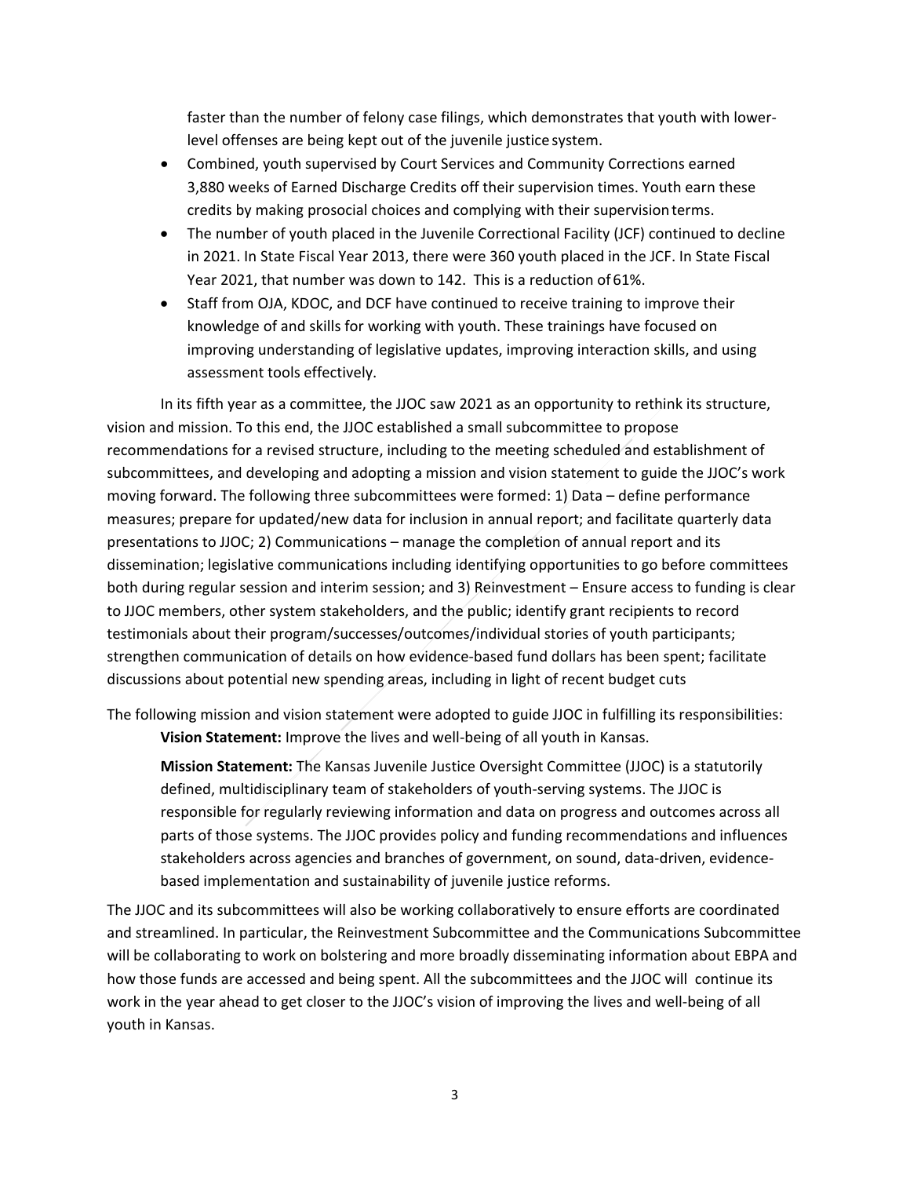faster than the number of felony case filings, which demonstrates that youth with lower-level offenses are being kept out of the juvenile justice system.

- Combined, youth supervised by Court Services and Community Corrections earned 3,880 weeks of Earned Discharge Credits off their supervision times. Youth earn these credits by making prosocial choices and complying with their supervision terms.
- The number of youth placed in the Juvenile Correctional Facility (JCF) continued to decline in 2021. In State Fiscal Year 2013, there were 360 youth placed in the JCF. In State Fiscal Year 2021, that number was down to 142. This is a reduction of 61%.
- Staff from OJA, KDOC, and DCF have continued to receive training to improve their knowledge of and skills for working with youth. These trainings have focused on improving understanding of legislative updates, improving interaction skills, and using assessment tools effectively.

In its fifth year as a committee, the JJOC saw 2021 as an opportunity to rethink its structure, vision and mission. To this end, the JJOC established a small subcommittee to propose recommendations for a revised structure, including to the meeting scheduled and establishment of subcommittees, and developing and adopting a mission and vision statement to guide the JJOC's work moving forward. The following three subcommittees were formed: 1) Data – define performance measures; prepare for updated/new data for inclusion in annual report; and facilitate quarterly data presentations to JJOC; 2) Communications – manage the completion of annual report and its dissemination; legislative communications including identifying opportunities to go before committees both during regular session and interim session; and 3) Reinvestment – Ensure access to funding is clear to JJOC members, other system stakeholders, and the public; identify grant recipients to record testimonials about their program/successes/outcomes/individual stories of youth participants; strengthen communication of details on how evidence-based fund dollars has been spent; facilitate discussions about potential new spending areas, including in light of recent budget cuts

The following mission and vision statement were adopted to guide JJOC in fulfilling its responsibilities:

**Vision Statement:** Improve the lives and well-being of all youth in Kansas.

**Mission Statement:** The Kansas Juvenile Justice Oversight Committee (JJOC) is a statutorily defined, multidisciplinary team of stakeholders of youth-serving systems. The JJOC is responsible for regularly reviewing information and data on progress and outcomes across all parts of those systems. The JJOC provides policy and funding recommendations and influences stakeholders across agencies and branches of government, on sound, data-driven, evidence-based implementation and sustainability of juvenile justice reforms.

The JJOC and its subcommittees will also be working collaboratively to ensure efforts are coordinated and streamlined. In particular, the Reinvestment Subcommittee and the Communications Subcommittee will be collaborating to work on bolstering and more broadly disseminating information about EBPA and how those funds are accessed and being spent. All the subcommittees and the JJOC will continue its work in the year ahead to get closer to the JJOC's vision of improving the lives and well-being of all youth in Kansas.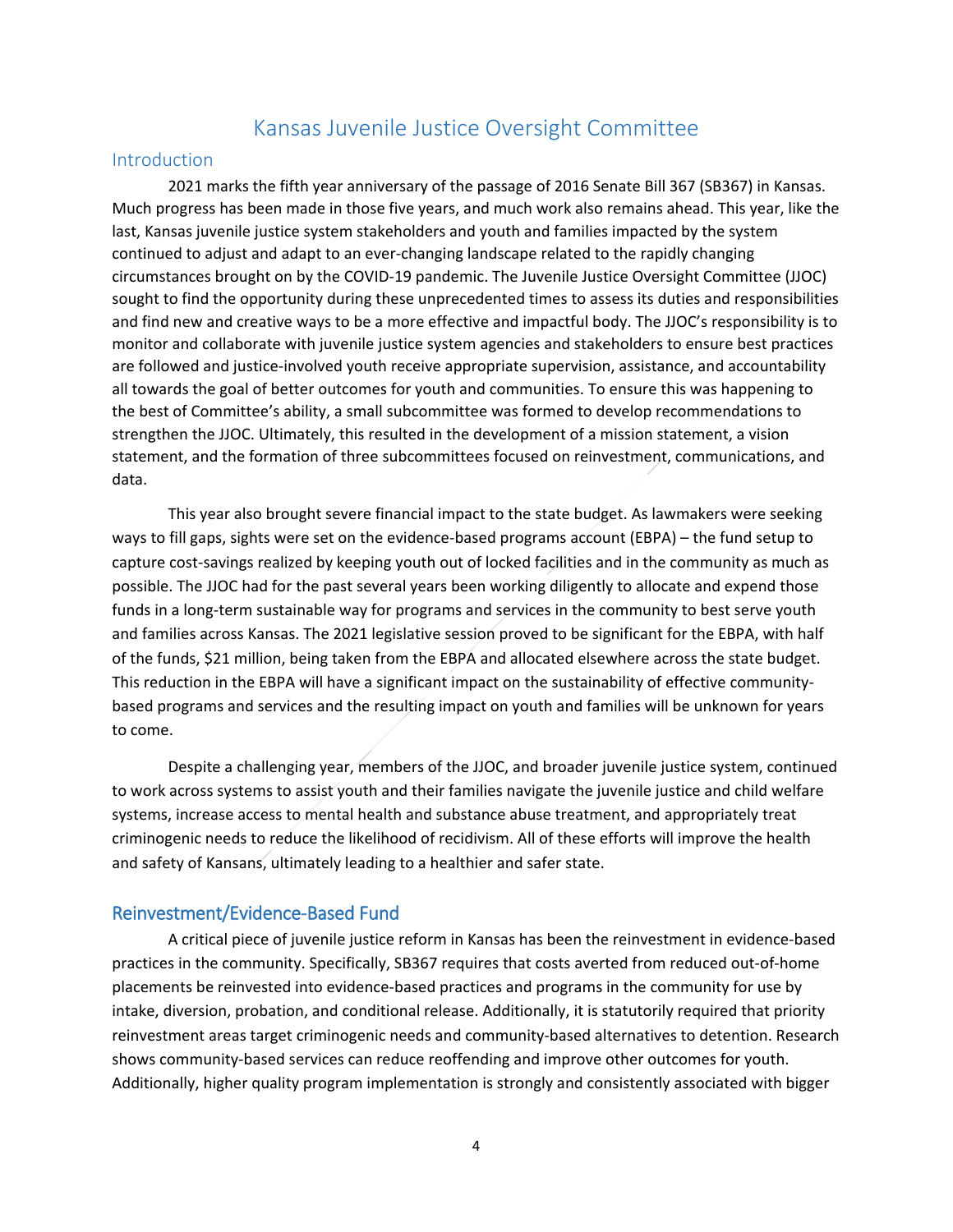# Kansas Juvenile Justice Oversight Committee

## Introduction

2021 marks the fifth year anniversary of the passage of 2016 Senate Bill 367 (SB367) in Kansas. Much progress has been made in those five years, and much work also remains ahead. This year, like the last, Kansas juvenile justice system stakeholders and youth and families impacted by the system continued to adjust and adapt to an ever-changing landscape related to the rapidly changing circumstances brought on by the COVID-19 pandemic. The Juvenile Justice Oversight Committee (JJOC) sought to find the opportunity during these unprecedented times to assess its duties and responsibilities and find new and creative ways to be a more effective and impactful body. The JJOC's responsibility is to monitor and collaborate with juvenile justice system agencies and stakeholders to ensure best practices are followed and justice-involved youth receive appropriate supervision, assistance, and accountability all towards the goal of better outcomes for youth and communities. To ensure this was happening to the best of Committee's ability, a small subcommittee was formed to develop recommendations to strengthen the JJOC. Ultimately, this resulted in the development of a mission statement, a vision statement, and the formation of three subcommittees focused on reinvestment, communications, and data.

This year also brought severe financial impact to the state budget. As lawmakers were seeking ways to fill gaps, sights were set on the evidence-based programs account (EBPA) – the fund setup to capture cost-savings realized by keeping youth out of locked facilities and in the community as much as possible. The JJOC had for the past several years been working diligently to allocate and expend those funds in a long-term sustainable way for programs and services in the community to best serve youth and families across Kansas. The 2021 legislative session proved to be significant for the EBPA, with half of the funds, $21 million, being taken from the EBPA and allocated elsewhere across the state budget. This reduction in the EBPA will have a significant impact on the sustainability of effective community-based programs and services and the resulting impact on youth and families will be unknown for years to come.

Despite a challenging year, members of the JJOC, and broader juvenile justice system, continued to work across systems to assist youth and their families navigate the juvenile justice and child welfare systems, increase access to mental health and substance abuse treatment, and appropriately treat criminogenic needs to reduce the likelihood of recidivism. All of these efforts will improve the health and safety of Kansans, ultimately leading to a healthier and safer state.

## Reinvestment/Evidence-Based Fund

A critical piece of juvenile justice reform in Kansas has been the reinvestment in evidence-based practices in the community. Specifically, SB367 requires that costs averted from reduced out-of-home placements be reinvested into evidence-based practices and programs in the community for use by intake, diversion, probation, and conditional release. Additionally, it is statutorily required that priority reinvestment areas target criminogenic needs and community-based alternatives to detention. Research shows community-based services can reduce reoffending and improve other outcomes for youth. Additionally, higher quality program implementation is strongly and consistently associated with bigger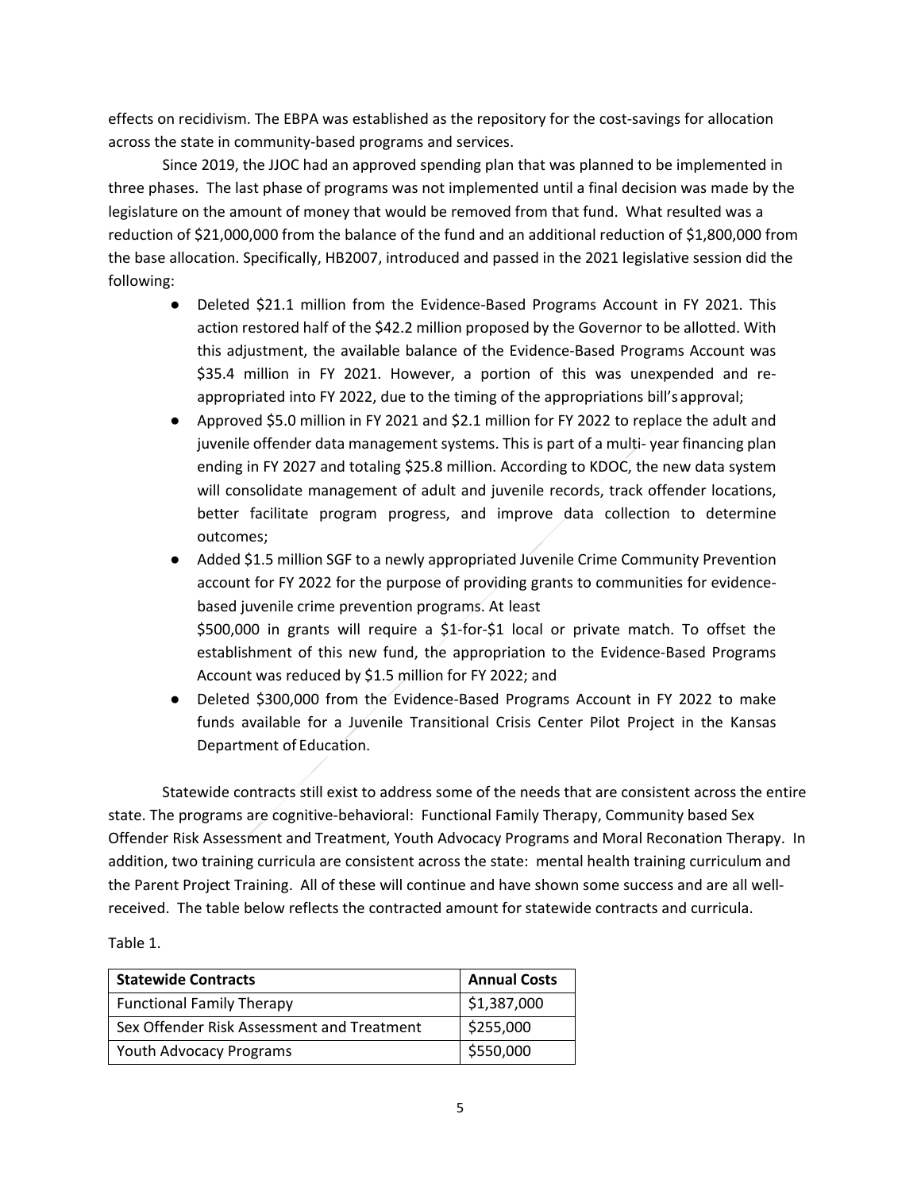effects on recidivism. The EBPA was established as the repository for the cost-savings for allocation across the state in community-based programs and services.

Since 2019, the JJOC had an approved spending plan that was planned to be implemented in three phases. The last phase of programs was not implemented until a final decision was made by the legislature on the amount of money that would be removed from that fund. What resulted was a reduction of $21,000,000 from the balance of the fund and an additional reduction of $1,800,000 from the base allocation. Specifically, HB2007, introduced and passed in the 2021 legislative session did the following:

- Deleted $21.1 million from the Evidence-Based Programs Account in FY 2021. This action restored half of the $42.2 million proposed by the Governor to be allotted. With this adjustment, the available balance of the Evidence-Based Programs Account was $35.4 million in FY 2021. However, a portion of this was unexpended and re-appropriated into FY 2022, due to the timing of the appropriations bill's approval;
- Approved $5.0 million in FY 2021 and $2.1 million for FY 2022 to replace the adult and juvenile offender data management systems. This is part of a multi- year financing plan ending in FY 2027 and totaling $25.8 million. According to KDOC, the new data system will consolidate management of adult and juvenile records, track offender locations, better facilitate program progress, and improve data collection to determine outcomes;
- Added $1.5 million SGF to a newly appropriated Juvenile Crime Community Prevention account for FY 2022 for the purpose of providing grants to communities for evidence-based juvenile crime prevention programs. At least $500,000 in grants will require a $1-for-$1 local or private match. To offset the establishment of this new fund, the appropriation to the Evidence-Based Programs Account was reduced by $1.5 million for FY 2022; and
- Deleted $300,000 from the Evidence-Based Programs Account in FY 2022 to make funds available for a Juvenile Transitional Crisis Center Pilot Project in the Kansas Department of Education.

Statewide contracts still exist to address some of the needs that are consistent across the entire state. The programs are cognitive-behavioral: Functional Family Therapy, Community based Sex Offender Risk Assessment and Treatment, Youth Advocacy Programs and Moral Reconation Therapy. In addition, two training curricula are consistent across the state: mental health training curriculum and the Parent Project Training. All of these will continue and have shown some success and are all well-received. The table below reflects the contracted amount for statewide contracts and curricula.

Table 1.

| Statewide Contracts | Annual Costs |
|---|---|
| Functional Family Therapy | $1,387,000 |
| Sex Offender Risk Assessment and Treatment | $255,000 |
| Youth Advocacy Programs | $550,000 |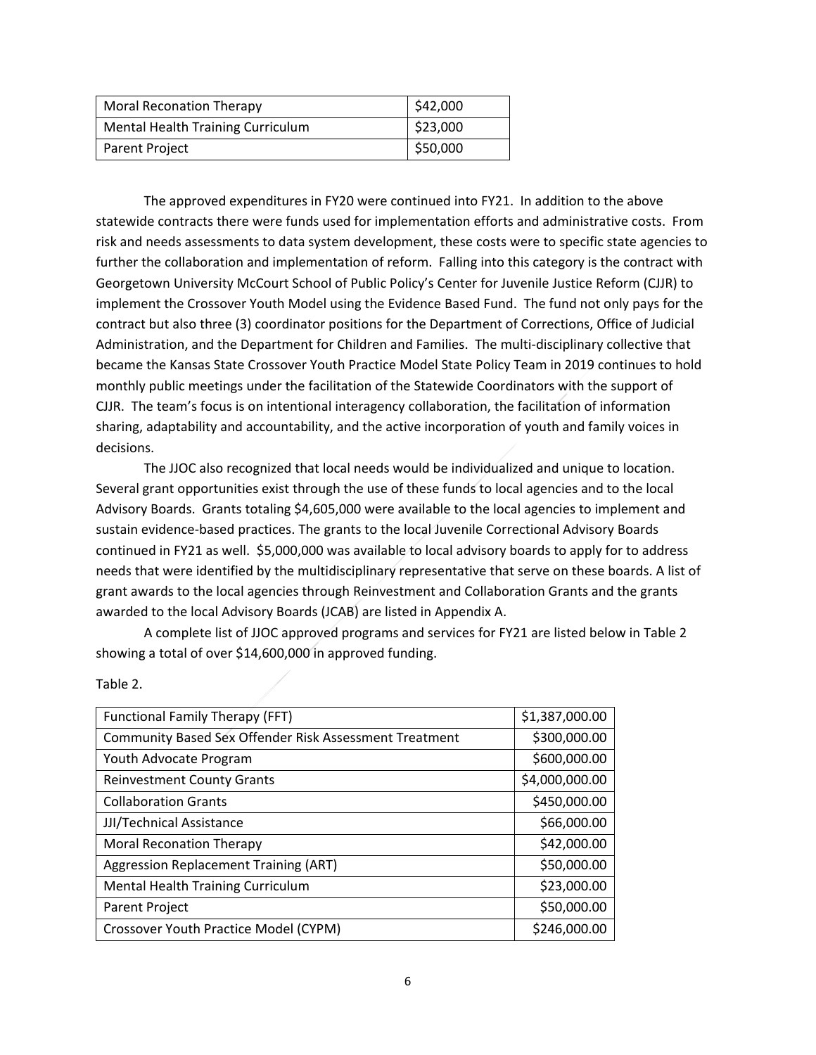| Moral Reconation Therapy | $42,000 |
|---|---|
| Mental Health Training Curriculum | $23,000 |
| Parent Project | $50,000 |

The approved expenditures in FY20 were continued into FY21. In addition to the above statewide contracts there were funds used for implementation efforts and administrative costs. From risk and needs assessments to data system development, these costs were to specific state agencies to further the collaboration and implementation of reform. Falling into this category is the contract with Georgetown University McCourt School of Public Policy's Center for Juvenile Justice Reform (CJJR) to implement the Crossover Youth Model using the Evidence Based Fund. The fund not only pays for the contract but also three (3) coordinator positions for the Department of Corrections, Office of Judicial Administration, and the Department for Children and Families. The multi-disciplinary collective that became the Kansas State Crossover Youth Practice Model State Policy Team in 2019 continues to hold monthly public meetings under the facilitation of the Statewide Coordinators with the support of CJJR. The team's focus is on intentional interagency collaboration, the facilitation of information sharing, adaptability and accountability, and the active incorporation of youth and family voices in decisions.

The JJOC also recognized that local needs would be individualized and unique to location. Several grant opportunities exist through the use of these funds to local agencies and to the local Advisory Boards. Grants totaling $4,605,000 were available to the local agencies to implement and sustain evidence-based practices. The grants to the local Juvenile Correctional Advisory Boards continued in FY21 as well. $5,000,000 was available to local advisory boards to apply for to address needs that were identified by the multidisciplinary representative that serve on these boards. A list of grant awards to the local agencies through Reinvestment and Collaboration Grants and the grants awarded to the local Advisory Boards (JCAB) are listed in Appendix A.

A complete list of JJOC approved programs and services for FY21 are listed below in Table 2 showing a total of over $14,600,000 in approved funding.

Table 2.

| Functional Family Therapy (FFT) | $1,387,000.00 |
|---|---|
| Community Based Sex Offender Risk Assessment Treatment | $300,000.00 |
| Youth Advocate Program | $600,000.00 |
| Reinvestment County Grants | $4,000,000.00 |
| Collaboration Grants | $450,000.00 |
| JJI/Technical Assistance | $66,000.00 |
| Moral Reconation Therapy | $42,000.00 |
| Aggression Replacement Training (ART) | $50,000.00 |
| Mental Health Training Curriculum | $23,000.00 |
| Parent Project | $50,000.00 |
| Crossover Youth Practice Model (CYPM) | $246,000.00 |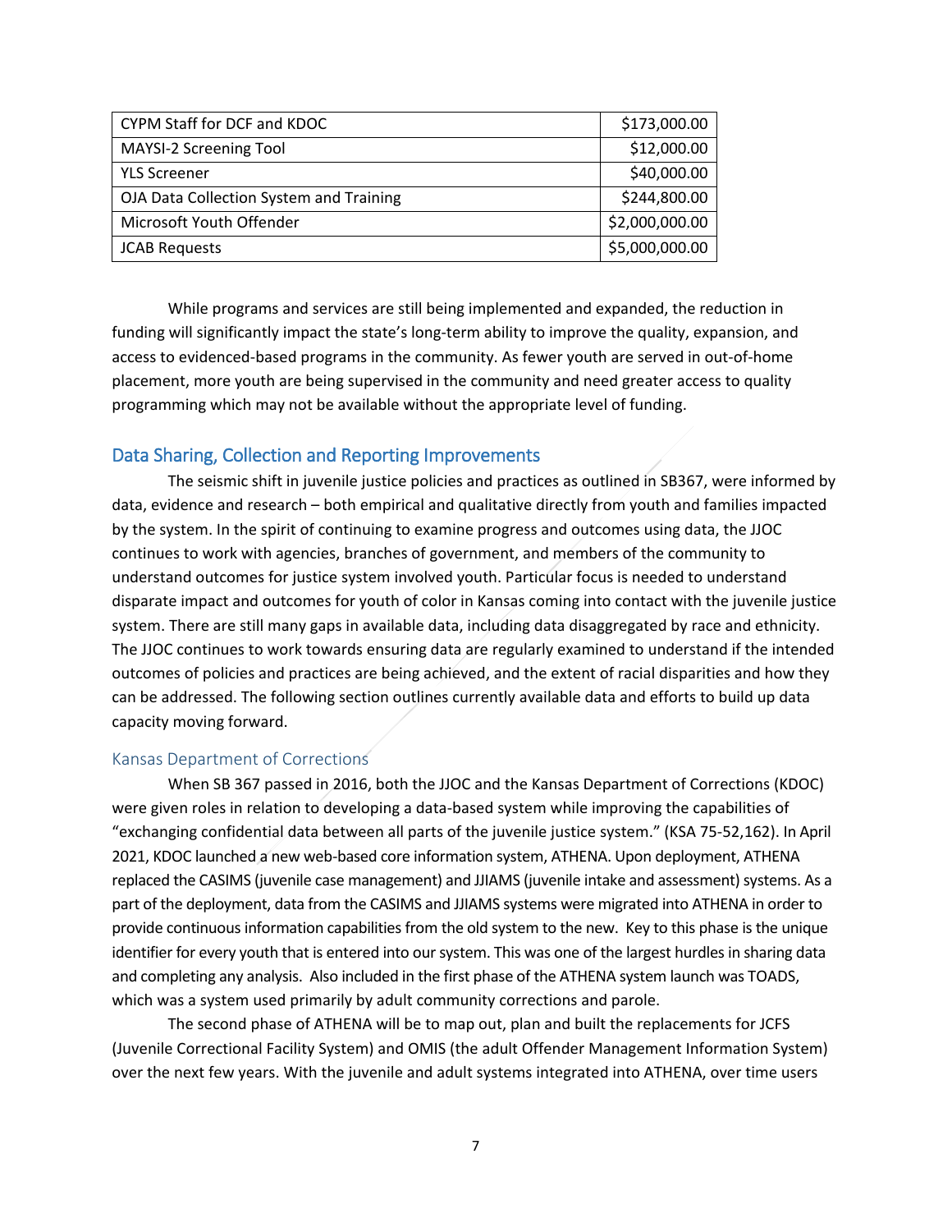| CYPM Staff for DCF and KDOC | $173,000.00 |
|---|---|
| MAYSI-2 Screening Tool | $12,000.00 |
| YLS Screener | $40,000.00 |
| OJA Data Collection System and Training | $244,800.00 |
| Microsoft Youth Offender | $2,000,000.00 |
| JCAB Requests | $5,000,000.00 |

While programs and services are still being implemented and expanded, the reduction in funding will significantly impact the state's long-term ability to improve the quality, expansion, and access to evidenced-based programs in the community. As fewer youth are served in out-of-home placement, more youth are being supervised in the community and need greater access to quality programming which may not be available without the appropriate level of funding.

## Data Sharing, Collection and Reporting Improvements

The seismic shift in juvenile justice policies and practices as outlined in SB367, were informed by data, evidence and research – both empirical and qualitative directly from youth and families impacted by the system. In the spirit of continuing to examine progress and outcomes using data, the JJOC continues to work with agencies, branches of government, and members of the community to understand outcomes for justice system involved youth. Particular focus is needed to understand disparate impact and outcomes for youth of color in Kansas coming into contact with the juvenile justice system. There are still many gaps in available data, including data disaggregated by race and ethnicity. The JJOC continues to work towards ensuring data are regularly examined to understand if the intended outcomes of policies and practices are being achieved, and the extent of racial disparities and how they can be addressed. The following section outlines currently available data and efforts to build up data capacity moving forward.

### Kansas Department of Corrections

When SB 367 passed in 2016, both the JJOC and the Kansas Department of Corrections (KDOC) were given roles in relation to developing a data-based system while improving the capabilities of "exchanging confidential data between all parts of the juvenile justice system." (KSA 75-52,162). In April 2021, KDOC launched a new web-based core information system, ATHENA. Upon deployment, ATHENA replaced the CASIMS (juvenile case management) and JJIAMS (juvenile intake and assessment) systems. As a part of the deployment, data from the CASIMS and JJIAMS systems were migrated into ATHENA in order to provide continuous information capabilities from the old system to the new. Key to this phase is the unique identifier for every youth that is entered into our system. This was one of the largest hurdles in sharing data and completing any analysis. Also included in the first phase of the ATHENA system launch was TOADS, which was a system used primarily by adult community corrections and parole.

The second phase of ATHENA will be to map out, plan and built the replacements for JCFS (Juvenile Correctional Facility System) and OMIS (the adult Offender Management Information System) over the next few years. With the juvenile and adult systems integrated into ATHENA, over time users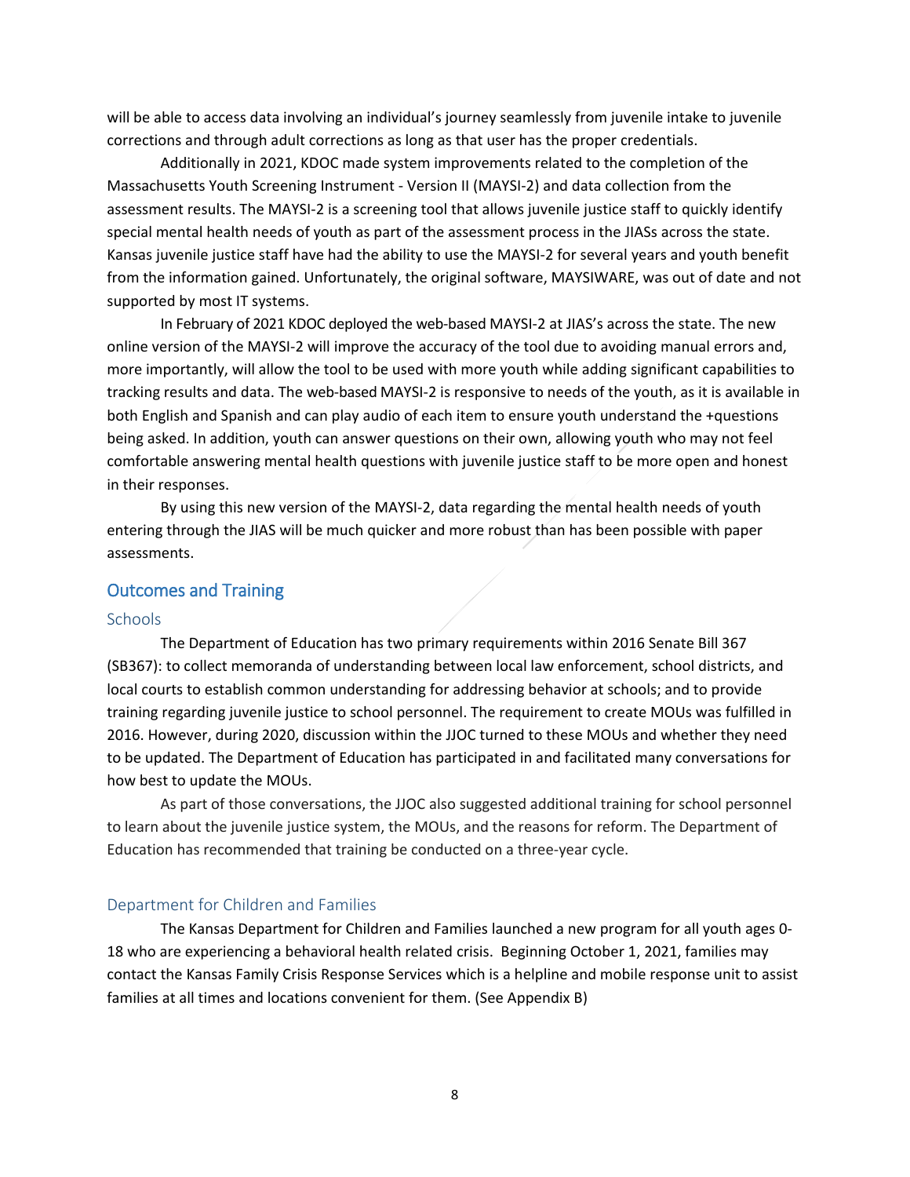will be able to access data involving an individual's journey seamlessly from juvenile intake to juvenile corrections and through adult corrections as long as that user has the proper credentials.

Additionally in 2021, KDOC made system improvements related to the completion of the Massachusetts Youth Screening Instrument - Version II (MAYSI-2) and data collection from the assessment results. The MAYSI-2 is a screening tool that allows juvenile justice staff to quickly identify special mental health needs of youth as part of the assessment process in the JIASs across the state. Kansas juvenile justice staff have had the ability to use the MAYSI-2 for several years and youth benefit from the information gained. Unfortunately, the original software, MAYSIWARE, was out of date and not supported by most IT systems.

In February of 2021 KDOC deployed the web-based MAYSI-2 at JIAS's across the state. The new online version of the MAYSI-2 will improve the accuracy of the tool due to avoiding manual errors and, more importantly, will allow the tool to be used with more youth while adding significant capabilities to tracking results and data. The web-based MAYSI-2 is responsive to needs of the youth, as it is available in both English and Spanish and can play audio of each item to ensure youth understand the +questions being asked. In addition, youth can answer questions on their own, allowing youth who may not feel comfortable answering mental health questions with juvenile justice staff to be more open and honest in their responses.

By using this new version of the MAYSI-2, data regarding the mental health needs of youth entering through the JIAS will be much quicker and more robust than has been possible with paper assessments.

## Outcomes and Training

### Schools

The Department of Education has two primary requirements within 2016 Senate Bill 367 (SB367): to collect memoranda of understanding between local law enforcement, school districts, and local courts to establish common understanding for addressing behavior at schools; and to provide training regarding juvenile justice to school personnel. The requirement to create MOUs was fulfilled in 2016. However, during 2020, discussion within the JJOC turned to these MOUs and whether they need to be updated. The Department of Education has participated in and facilitated many conversations for how best to update the MOUs.

As part of those conversations, the JJOC also suggested additional training for school personnel to learn about the juvenile justice system, the MOUs, and the reasons for reform. The Department of Education has recommended that training be conducted on a three-year cycle.

### Department for Children and Families

The Kansas Department for Children and Families launched a new program for all youth ages 0-18 who are experiencing a behavioral health related crisis. Beginning October 1, 2021, families may contact the Kansas Family Crisis Response Services which is a helpline and mobile response unit to assist families at all times and locations convenient for them. (See Appendix B)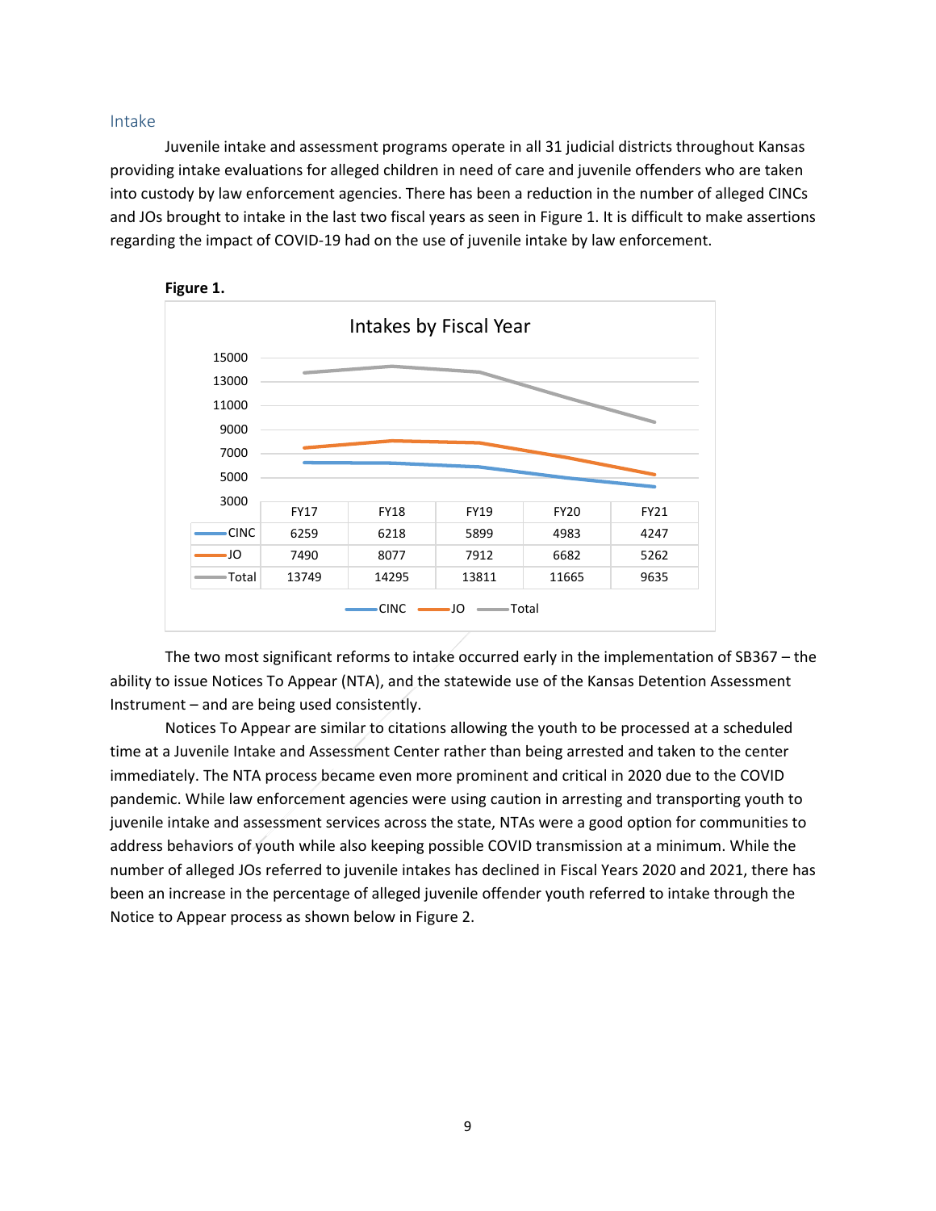## Intake

Juvenile intake and assessment programs operate in all 31 judicial districts throughout Kansas providing intake evaluations for alleged children in need of care and juvenile offenders who are taken into custody by law enforcement agencies. There has been a reduction in the number of alleged CINCs and JOs brought to intake in the last two fiscal years as seen in Figure 1. It is difficult to make assertions regarding the impact of COVID-19 had on the use of juvenile intake by law enforcement.

**Figure 1.**

Intakes by Fiscal Year

| | FY17 | FY18 | FY19 | FY20 | FY21 |
|---|---|---|---|---|---|
| CINC | 6259 | 6218 | 5899 | 4983 | 4247 |
| JO | 7490 | 8077 | 7912 | 6682 | 5262 |
| Total | 13749 | 14295 | 13811 | 11665 | 9635 |

The two most significant reforms to intake occurred early in the implementation of SB367 – the ability to issue Notices To Appear (NTA), and the statewide use of the Kansas Detention Assessment Instrument – and are being used consistently.

Notices To Appear are similar to citations allowing the youth to be processed at a scheduled time at a Juvenile Intake and Assessment Center rather than being arrested and taken to the center immediately. The NTA process became even more prominent and critical in 2020 due to the COVID pandemic. While law enforcement agencies were using caution in arresting and transporting youth to juvenile intake and assessment services across the state, NTAs were a good option for communities to address behaviors of youth while also keeping possible COVID transmission at a minimum. While the number of alleged JOs referred to juvenile intakes has declined in Fiscal Years 2020 and 2021, there has been an increase in the percentage of alleged juvenile offender youth referred to intake through the Notice to Appear process as shown below in Figure 2.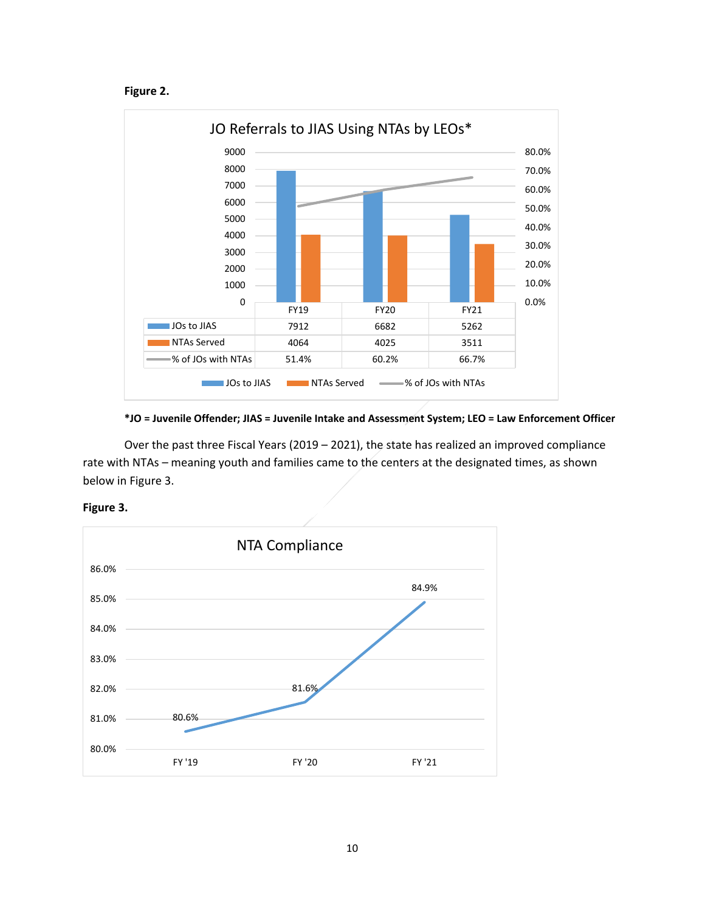**Figure 2.**

JO Referrals to JIAS Using NTAs by LEOs*

| | FY19 | FY20 | FY21 |
|---|---|---|---|
| JOs to JIAS | 7912 | 6682 | 5262 |
| NTAs Served | 4064 | 4025 | 3511 |
| % of JOs with NTAs | 51.4% | 60.2% | 66.7% |

***JO = Juvenile Offender; JIAS = Juvenile Intake and Assessment System; LEO = Law Enforcement Officer**

Over the past three Fiscal Years (2019 – 2021), the state has realized an improved compliance rate with NTAs – meaning youth and families came to the centers at the designated times, as shown below in Figure 3.

**Figure 3.**

NTA Compliance

| FY '19 | FY '20 | FY '21 |
|---|---|---|
| 80.6% | 81.6% | 84.9% |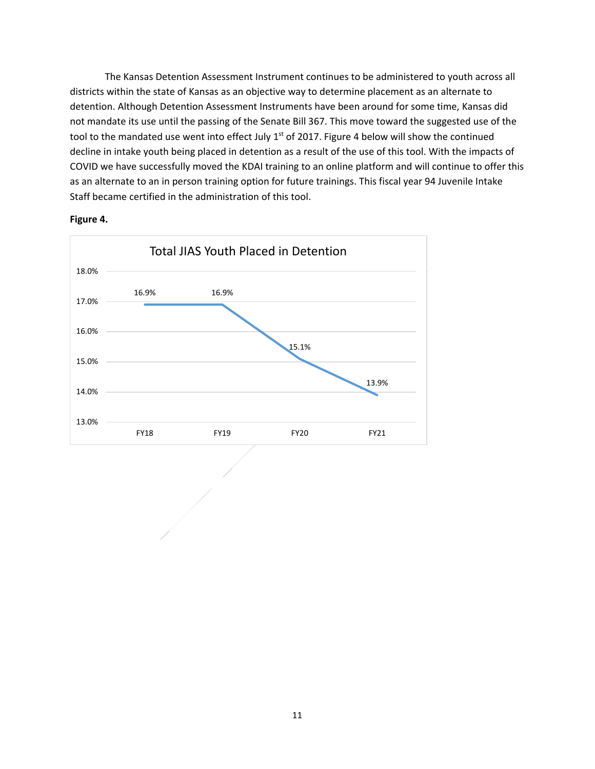The Kansas Detention Assessment Instrument continues to be administered to youth across all districts within the state of Kansas as an objective way to determine placement as an alternate to detention. Although Detention Assessment Instruments have been around for some time, Kansas did not mandate its use until the passing of the Senate Bill 367. This move toward the suggested use of the tool to the mandated use went into effect July 1st of 2017. Figure 4 below will show the continued decline in intake youth being placed in detention as a result of the use of this tool. With the impacts of COVID we have successfully moved the KDAI training to an online platform and will continue to offer this as an alternate to an in person training option for future trainings. This fiscal year 94 Juvenile Intake Staff became certified in the administration of this tool.

**Figure 4.**

Total JIAS Youth Placed in Detention

| FY18 | FY19 | FY20 | FY21 |
|---|---|---|---|
| 16.9% | 16.9% | 15.1% | 13.9% |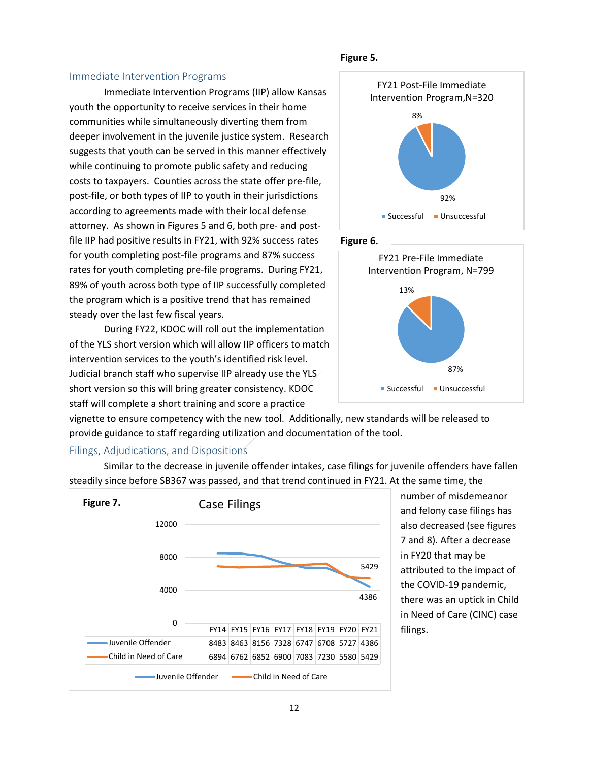## Immediate Intervention Programs

Immediate Intervention Programs (IIP) allow Kansas youth the opportunity to receive services in their home communities while simultaneously diverting them from deeper involvement in the juvenile justice system. Research suggests that youth can be served in this manner effectively while continuing to promote public safety and reducing costs to taxpayers. Counties across the state offer pre-file, post-file, or both types of IIP to youth in their jurisdictions according to agreements made with their local defense attorney. As shown in Figures 5 and 6, both pre- and post-file IIP had positive results in FY21, with 92% success rates for youth completing post-file programs and 87% success rates for youth completing pre-file programs. During FY21, 89% of youth across both type of IIP successfully completed the program which is a positive trend that has remained steady over the last few fiscal years.

During FY22, KDOC will roll out the implementation of the YLS short version which will allow IIP officers to match intervention services to the youth's identified risk level. Judicial branch staff who supervise IIP already use the YLS short version so this will bring greater consistency. KDOC staff will complete a short training and score a practice vignette to ensure competency with the new tool. Additionally, new standards will be released to provide guidance to staff regarding utilization and documentation of the tool.

**Figure 5.**

FY21 Post-File Immediate Intervention Program, N=320

| | Percent |
|---|---|
| Successful | 92% |
| Unsuccessful | 8% |

**Figure 6.**

FY21 Pre-File Immediate Intervention Program, N=799

| | Percent |
|---|---|
| Successful | 87% |
| Unsuccessful | 13% |

## Filings, Adjudications, and Dispositions

Similar to the decrease in juvenile offender intakes, case filings for juvenile offenders have fallen steadily since before SB367 was passed, and that trend continued in FY21. At the same time, the number of misdemeanor and felony case filings has also decreased (see figures 7 and 8). After a decrease in FY20 that may be attributed to the impact of the COVID-19 pandemic, there was an uptick in Child in Need of Care (CINC) case filings.

**Figure 7.** Case Filings

| | FY14 | FY15 | FY16 | FY17 | FY18 | FY19 | FY20 | FY21 |
|---|---|---|---|---|---|---|---|---|
| Juvenile Offender | 8483 | 8463 | 8156 | 7328 | 6747 | 6708 | 5727 | 4386 |
| Child in Need of Care | 6894 | 6762 | 6852 | 6900 | 7083 | 7230 | 5580 | 5429 |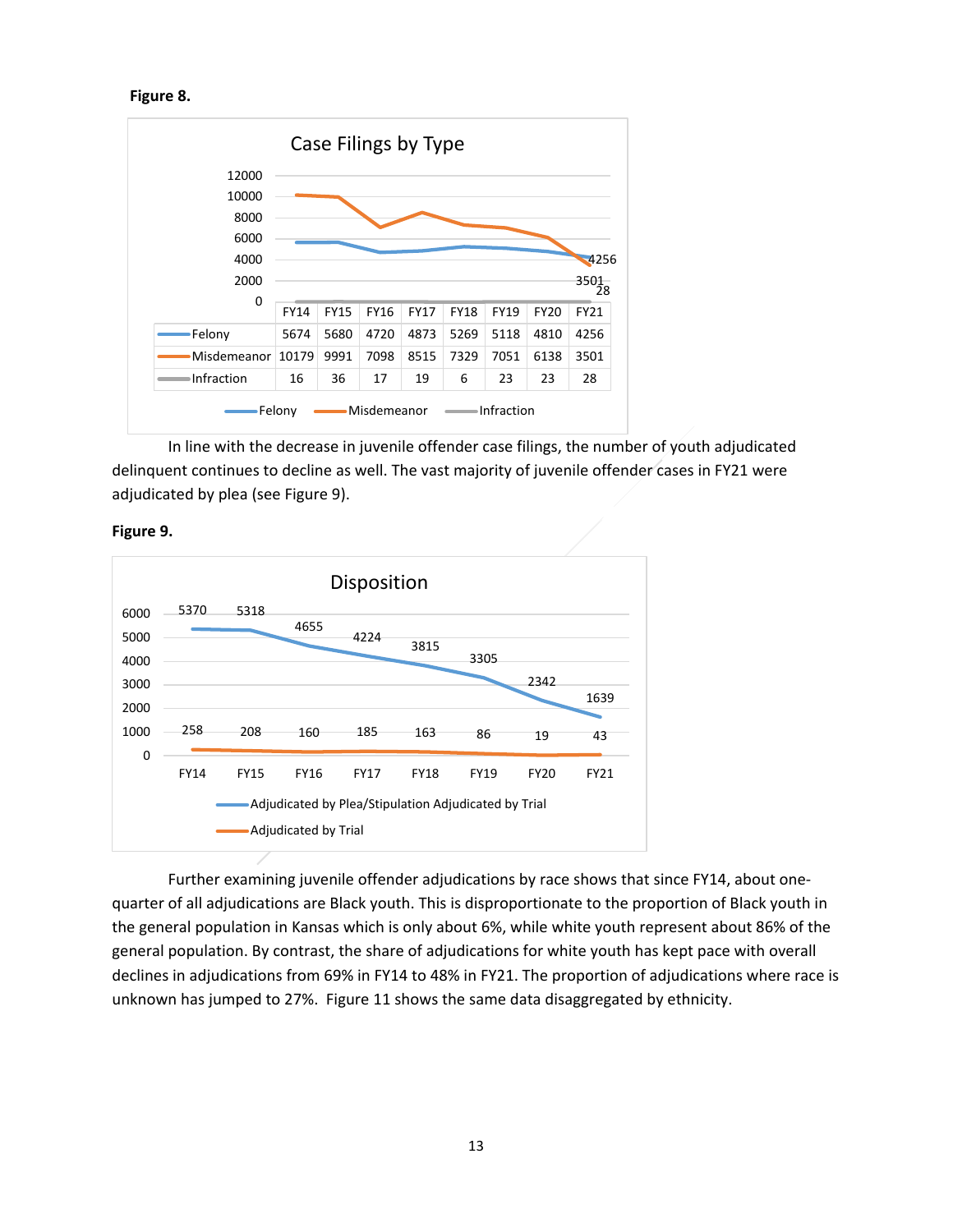**Figure 8.**

Case Filings by Type

| | FY14 | FY15 | FY16 | FY17 | FY18 | FY19 | FY20 | FY21 |
|---|---|---|---|---|---|---|---|---|
| Felony | 5674 | 5680 | 4720 | 4873 | 5269 | 5118 | 4810 | 4256 |
| Misdemeanor | 10179 | 9991 | 7098 | 8515 | 7329 | 7051 | 6138 | 3501 |
| Infraction | 16 | 36 | 17 | 19 | 6 | 23 | 23 | 28 |

In line with the decrease in juvenile offender case filings, the number of youth adjudicated delinquent continues to decline as well. The vast majority of juvenile offender cases in FY21 were adjudicated by plea (see Figure 9).

**Figure 9.**

Disposition

| | FY14 | FY15 | FY16 | FY17 | FY18 | FY19 | FY20 | FY21 |
|---|---|---|---|---|---|---|---|---|
| Adjudicated by Plea/Stipulation Adjudicated by Trial | 5370 | 5318 | 4655 | 4224 | 3815 | 3305 | 2342 | 1639 |
| Adjudicated by Trial | 258 | 208 | 160 | 185 | 163 | 86 | 19 | 43 |

Further examining juvenile offender adjudications by race shows that since FY14, about one-quarter of all adjudications are Black youth. This is disproportionate to the proportion of Black youth in the general population in Kansas which is only about 6%, while white youth represent about 86% of the general population. By contrast, the share of adjudications for white youth has kept pace with overall declines in adjudications from 69% in FY14 to 48% in FY21. The proportion of adjudications where race is unknown has jumped to 27%. Figure 11 shows the same data disaggregated by ethnicity.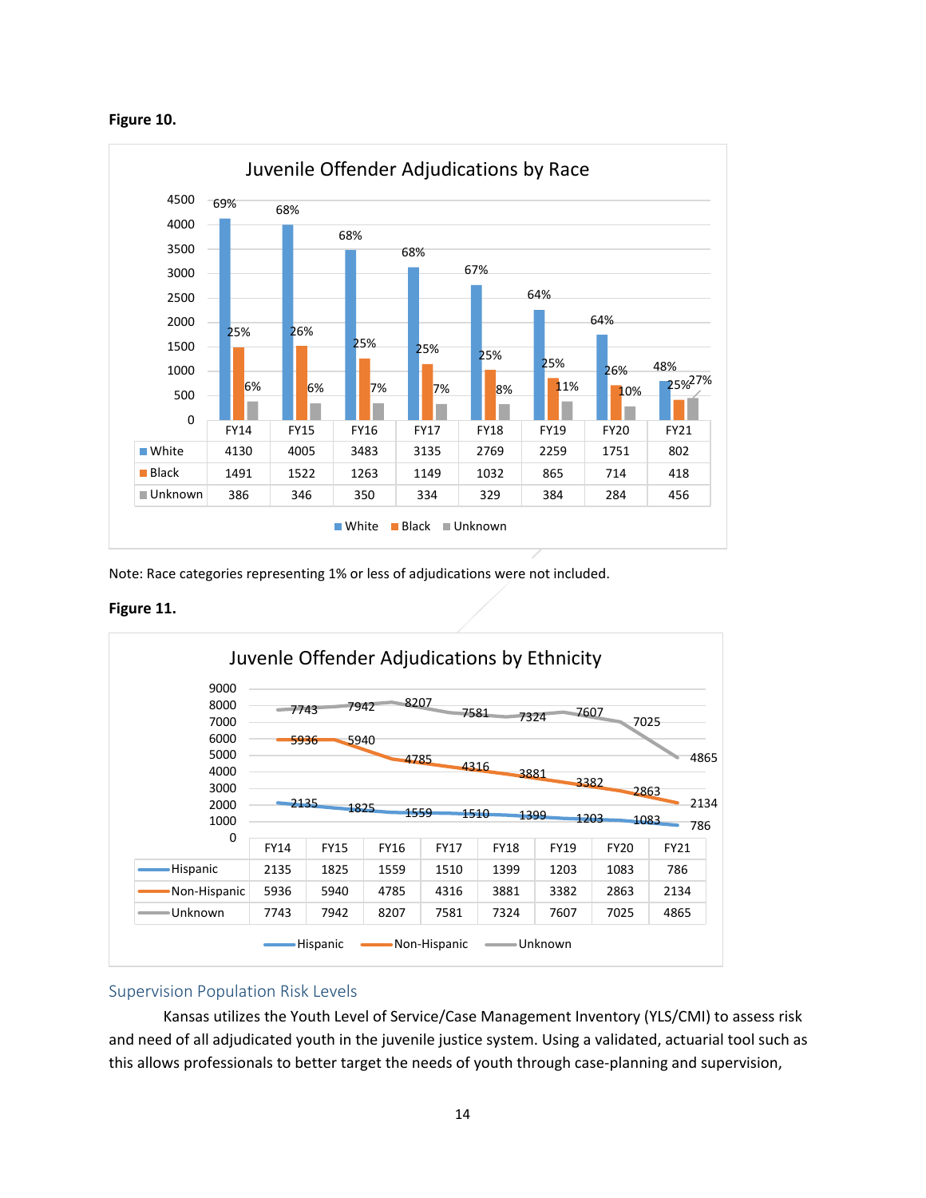**Figure 10.**

**Juvenile Offender Adjudications by Race**

| | FY14 | FY15 | FY16 | FY17 | FY18 | FY19 | FY20 | FY21 |
|---|---|---|---|---|---|---|---|---|
| White | 4130 | 4005 | 3483 | 3135 | 2769 | 2259 | 1751 | 802 |
| Black | 1491 | 1522 | 1263 | 1149 | 1032 | 865 | 714 | 418 |
| Unknown | 386 | 346 | 350 | 334 | 329 | 384 | 284 | 456 |

Percentages shown in chart:

| | FY14 | FY15 | FY16 | FY17 | FY18 | FY19 | FY20 | FY21 |
|---|---|---|---|---|---|---|---|---|
| White | 69% | 68% | 68% | 68% | 67% | 64% | 64% | 48% |
| Black | 25% | 26% | 25% | 25% | 25% | 25% | 26% | 25% |
| Unknown | 6% | 6% | 7% | 7% | 8% | 11% | 10% | 27% |

Note: Race categories representing 1% or less of adjudications were not included.

**Figure 11.**

**Juvenile Offender Adjudications by Ethnicity**

| | FY14 | FY15 | FY16 | FY17 | FY18 | FY19 | FY20 | FY21 |
|---|---|---|---|---|---|---|---|---|
| Hispanic | 2135 | 1825 | 1559 | 1510 | 1399 | 1203 | 1083 | 786 |
| Non-Hispanic | 5936 | 5940 | 4785 | 4316 | 3881 | 3382 | 2863 | 2134 |
| Unknown | 7743 | 7942 | 8207 | 7581 | 7324 | 7607 | 7025 | 4865 |

## Supervision Population Risk Levels

Kansas utilizes the Youth Level of Service/Case Management Inventory (YLS/CMI) to assess risk and need of all adjudicated youth in the juvenile justice system. Using a validated, actuarial tool such as this allows professionals to better target the needs of youth through case-planning and supervision,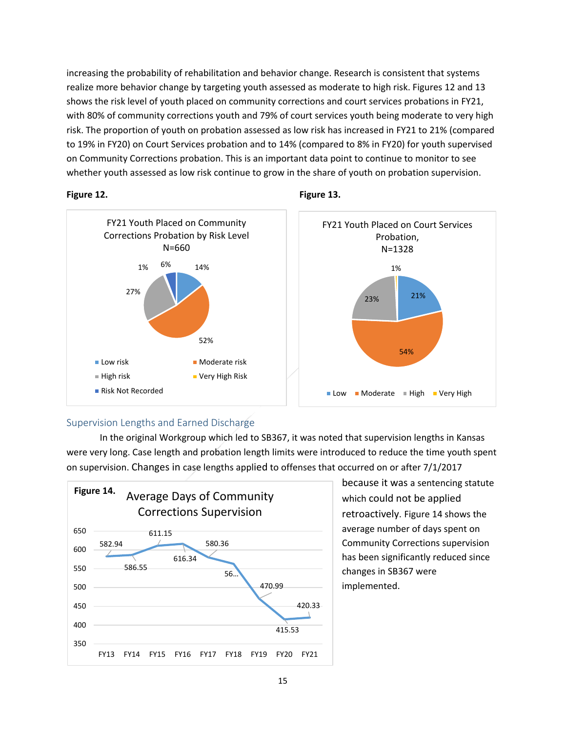increasing the probability of rehabilitation and behavior change. Research is consistent that systems realize more behavior change by targeting youth assessed as moderate to high risk. Figures 12 and 13 shows the risk level of youth placed on community corrections and court services probations in FY21, with 80% of community corrections youth and 79% of court services youth being moderate to very high risk. The proportion of youth on probation assessed as low risk has increased in FY21 to 21% (compared to 19% in FY20) on Court Services probation and to 14% (compared to 8% in FY20) for youth supervised on Community Corrections probation. This is an important data point to continue to monitor to see whether youth assessed as low risk continue to grow in the share of youth on probation supervision.

**Figure 12.**

FY21 Youth Placed on Community Corrections Probation by Risk Level
N=660

| Risk Level | Percent |
|---|---|
| Low risk | 14% |
| Moderate risk | 52% |
| High risk | 27% |
| Very High Risk | 1% |
| Risk Not Recorded | 6% |

**Figure 13.**

FY21 Youth Placed on Court Services Probation,
N=1328

| Risk Level | Percent |
|---|---|
| Low | 21% |
| Moderate | 54% |
| High | 23% |
| Very High | 1% |

## Supervision Lengths and Earned Discharge

In the original Workgroup which led to SB367, it was noted that supervision lengths in Kansas were very long. Case length and probation length limits were introduced to reduce the time youth spent on supervision. Changes in case lengths applied to offenses that occurred on or after 7/1/2017 because it was a sentencing statute which could not be applied retroactively. Figure 14 shows the average number of days spent on Community Corrections supervision has been significantly reduced since changes in SB367 were implemented.

**Figure 14.** Average Days of Community Corrections Supervision

| Fiscal Year | Average Days |
|---|---|
| FY13 | 582.94 |
| FY14 | 586.55 |
| FY15 | 611.15 |
| FY16 | 616.34 |
| FY17 | 580.36 |
| FY18 | 56... |
| FY19 | 470.99 |
| FY20 | 415.53 |
| FY21 | 420.33 |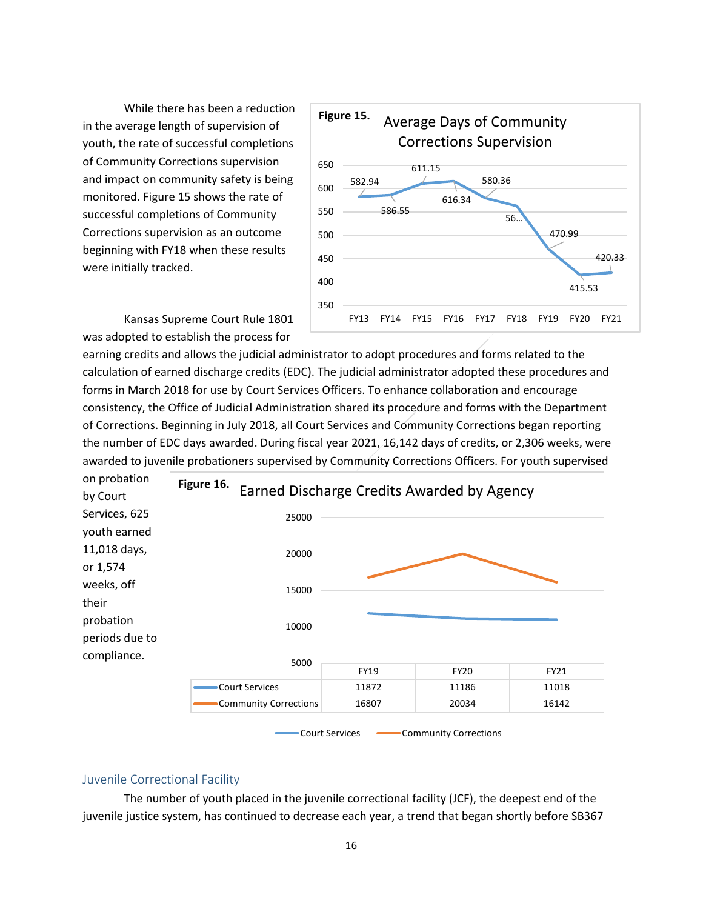While there has been a reduction in the average length of supervision of youth, the rate of successful completions of Community Corrections supervision and impact on community safety is being monitored. Figure 15 shows the rate of successful completions of Community Corrections supervision as an outcome beginning with FY18 when these results were initially tracked.

**Figure 15.** Average Days of Community Corrections Supervision

| FY13 | FY14 | FY15 | FY16 | FY17 | FY18 | FY19 | FY20 | FY21 |
|---|---|---|---|---|---|---|---|---|
| 582.94 | 586.55 | 611.15 | 616.34 | 580.36 | 56... | 470.99 | 415.53 | 420.33 |

Kansas Supreme Court Rule 1801 was adopted to establish the process for earning credits and allows the judicial administrator to adopt procedures and forms related to the calculation of earned discharge credits (EDC). The judicial administrator adopted these procedures and forms in March 2018 for use by Court Services Officers. To enhance collaboration and encourage consistency, the Office of Judicial Administration shared its procedure and forms with the Department of Corrections. Beginning in July 2018, all Court Services and Community Corrections began reporting the number of EDC days awarded. During fiscal year 2021, 16,142 days of credits, or 2,306 weeks, were awarded to juvenile probationers supervised by Community Corrections Officers. For youth supervised on probation by Court Services, 625 youth earned 11,018 days, or 1,574 weeks, off their probation periods due to compliance.

**Figure 16.** Earned Discharge Credits Awarded by Agency

| | FY19 | FY20 | FY21 |
|---|---|---|---|
| Court Services | 11872 | 11186 | 11018 |
| Community Corrections | 16807 | 20034 | 16142 |

## Juvenile Correctional Facility

The number of youth placed in the juvenile correctional facility (JCF), the deepest end of the juvenile justice system, has continued to decrease each year, a trend that began shortly before SB367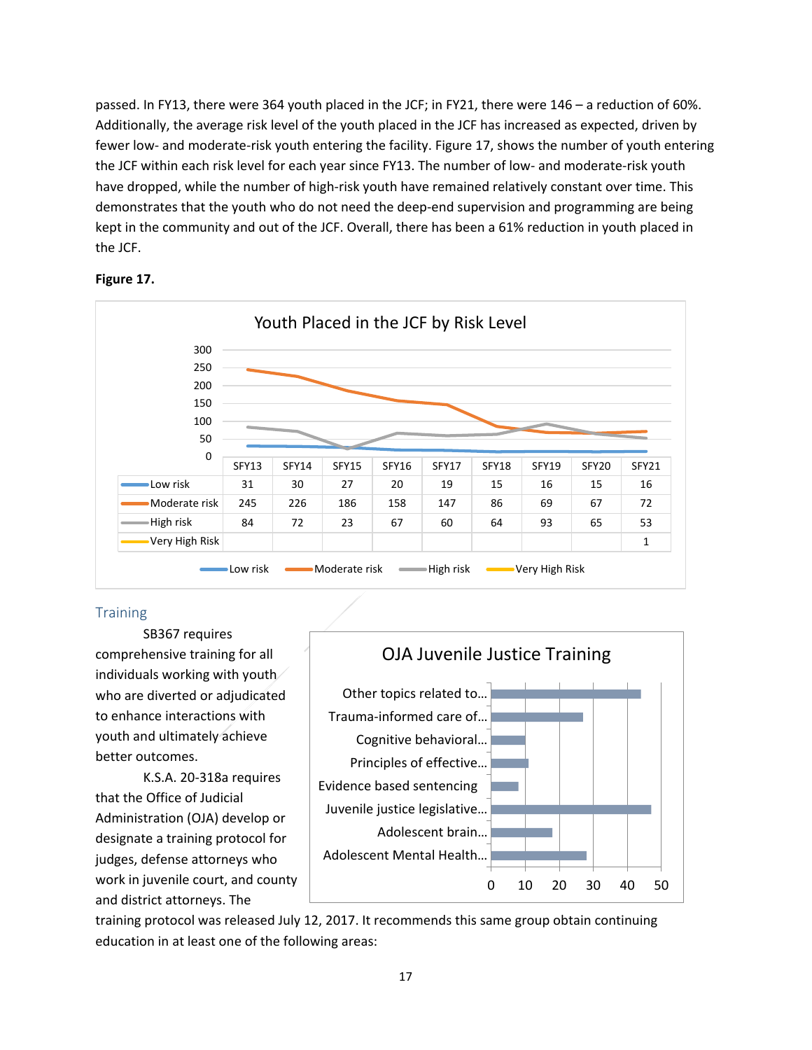passed. In FY13, there were 364 youth placed in the JCF; in FY21, there were 146 – a reduction of 60%. Additionally, the average risk level of the youth placed in the JCF has increased as expected, driven by fewer low- and moderate-risk youth entering the facility. Figure 17, shows the number of youth entering the JCF within each risk level for each year since FY13. The number of low- and moderate-risk youth have dropped, while the number of high-risk youth have remained relatively constant over time. This demonstrates that the youth who do not need the deep-end supervision and programming are being kept in the community and out of the JCF. Overall, there has been a 61% reduction in youth placed in the JCF.

**Figure 17.**

Youth Placed in the JCF by Risk Level

| | SFY13 | SFY14 | SFY15 | SFY16 | SFY17 | SFY18 | SFY19 | SFY20 | SFY21 |
|---|---|---|---|---|---|---|---|---|---|
| Low risk | 31 | 30 | 27 | 20 | 19 | 15 | 16 | 15 | 16 |
| Moderate risk | 245 | 226 | 186 | 158 | 147 | 86 | 69 | 67 | 72 |
| High risk | 84 | 72 | 23 | 67 | 60 | 64 | 93 | 65 | 53 |
| Very High Risk | | | | | | | | | 1 |

## Training

SB367 requires comprehensive training for all individuals working with youth who are diverted or adjudicated to enhance interactions with youth and ultimately achieve better outcomes.

K.S.A. 20-318a requires that the Office of Judicial Administration (OJA) develop or designate a training protocol for judges, defense attorneys who work in juvenile court, and county and district attorneys. The training protocol was released July 12, 2017. It recommends this same group obtain continuing education in at least one of the following areas:

OJA Juvenile Justice Training

| Topic | Approx. value |
|---|---|
| Other topics related to... | 44 |
| Trauma-informed care of... | 27 |
| Cognitive behavioral... | 10 |
| Principles of effective... | 11 |
| Evidence based sentencing | 8 |
| Juvenile justice legislative... | 47 |
| Adolescent brain... | 18 |
| Adolescent Mental Health... | 28 |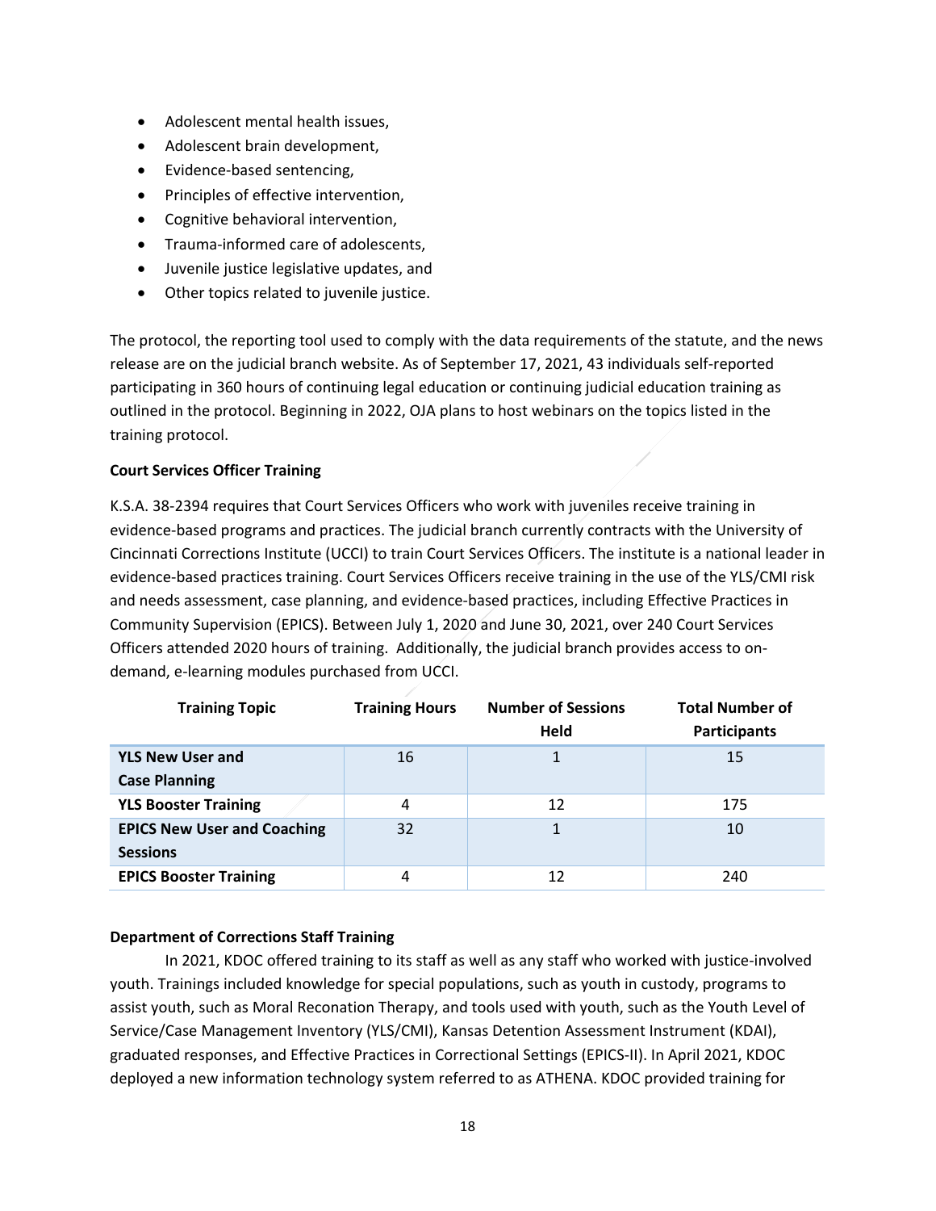- Adolescent mental health issues,
- Adolescent brain development,
- Evidence-based sentencing,
- Principles of effective intervention,
- Cognitive behavioral intervention,
- Trauma-informed care of adolescents,
- Juvenile justice legislative updates, and
- Other topics related to juvenile justice.

The protocol, the reporting tool used to comply with the data requirements of the statute, and the news release are on the judicial branch website. As of September 17, 2021, 43 individuals self-reported participating in 360 hours of continuing legal education or continuing judicial education training as outlined in the protocol. Beginning in 2022, OJA plans to host webinars on the topics listed in the training protocol.

**Court Services Officer Training**

K.S.A. 38-2394 requires that Court Services Officers who work with juveniles receive training in evidence-based programs and practices. The judicial branch currently contracts with the University of Cincinnati Corrections Institute (UCCI) to train Court Services Officers. The institute is a national leader in evidence-based practices training. Court Services Officers receive training in the use of the YLS/CMI risk and needs assessment, case planning, and evidence-based practices, including Effective Practices in Community Supervision (EPICS). Between July 1, 2020 and June 30, 2021, over 240 Court Services Officers attended 2020 hours of training. Additionally, the judicial branch provides access to on-demand, e-learning modules purchased from UCCI.

| Training Topic | Training Hours | Number of Sessions Held | Total Number of Participants |
|---|---|---|---|
| **YLS New User and Case Planning** | 16 | 1 | 15 |
| **YLS Booster Training** | 4 | 12 | 175 |
| **EPICS New User and Coaching Sessions** | 32 | 1 | 10 |
| **EPICS Booster Training** | 4 | 12 | 240 |

**Department of Corrections Staff Training**

In 2021, KDOC offered training to its staff as well as any staff who worked with justice-involved youth. Trainings included knowledge for special populations, such as youth in custody, programs to assist youth, such as Moral Reconation Therapy, and tools used with youth, such as the Youth Level of Service/Case Management Inventory (YLS/CMI), Kansas Detention Assessment Instrument (KDAI), graduated responses, and Effective Practices in Correctional Settings (EPICS-II). In April 2021, KDOC deployed a new information technology system referred to as ATHENA. KDOC provided training for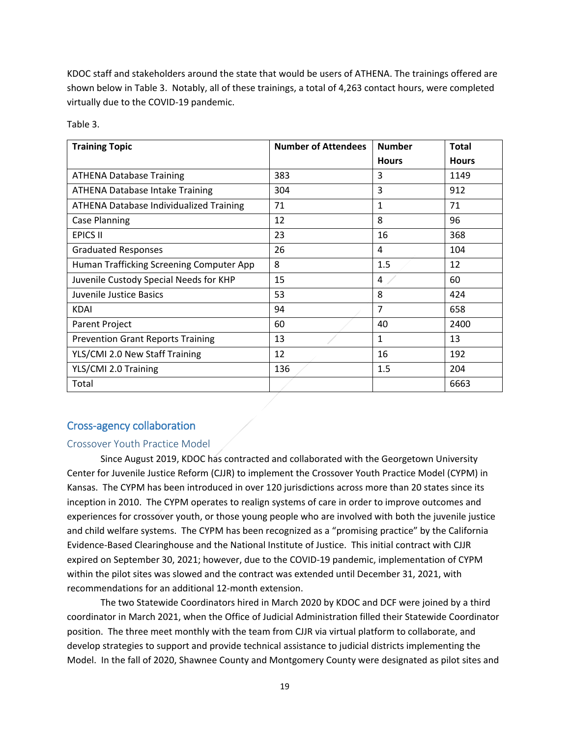KDOC staff and stakeholders around the state that would be users of ATHENA. The trainings offered are shown below in Table 3. Notably, all of these trainings, a total of 4,263 contact hours, were completed virtually due to the COVID-19 pandemic.

Table 3.

| Training Topic | Number of Attendees | Number Hours | Total Hours |
|---|---|---|---|
| ATHENA Database Training | 383 | 3 | 1149 |
| ATHENA Database Intake Training | 304 | 3 | 912 |
| ATHENA Database Individualized Training | 71 | 1 | 71 |
| Case Planning | 12 | 8 | 96 |
| EPICS II | 23 | 16 | 368 |
| Graduated Responses | 26 | 4 | 104 |
| Human Trafficking Screening Computer App | 8 | 1.5 | 12 |
| Juvenile Custody Special Needs for KHP | 15 | 4 | 60 |
| Juvenile Justice Basics | 53 | 8 | 424 |
| KDAI | 94 | 7 | 658 |
| Parent Project | 60 | 40 | 2400 |
| Prevention Grant Reports Training | 13 | 1 | 13 |
| YLS/CMI 2.0 New Staff Training | 12 | 16 | 192 |
| YLS/CMI 2.0 Training | 136 | 1.5 | 204 |
| Total | | | 6663 |

## Cross-agency collaboration

### Crossover Youth Practice Model

Since August 2019, KDOC has contracted and collaborated with the Georgetown University Center for Juvenile Justice Reform (CJJR) to implement the Crossover Youth Practice Model (CYPM) in Kansas. The CYPM has been introduced in over 120 jurisdictions across more than 20 states since its inception in 2010. The CYPM operates to realign systems of care in order to improve outcomes and experiences for crossover youth, or those young people who are involved with both the juvenile justice and child welfare systems. The CYPM has been recognized as a "promising practice" by the California Evidence-Based Clearinghouse and the National Institute of Justice. This initial contract with CJJR expired on September 30, 2021; however, due to the COVID-19 pandemic, implementation of CYPM within the pilot sites was slowed and the contract was extended until December 31, 2021, with recommendations for an additional 12-month extension.

The two Statewide Coordinators hired in March 2020 by KDOC and DCF were joined by a third coordinator in March 2021, when the Office of Judicial Administration filled their Statewide Coordinator position. The three meet monthly with the team from CJJR via virtual platform to collaborate, and develop strategies to support and provide technical assistance to judicial districts implementing the Model. In the fall of 2020, Shawnee County and Montgomery County were designated as pilot sites and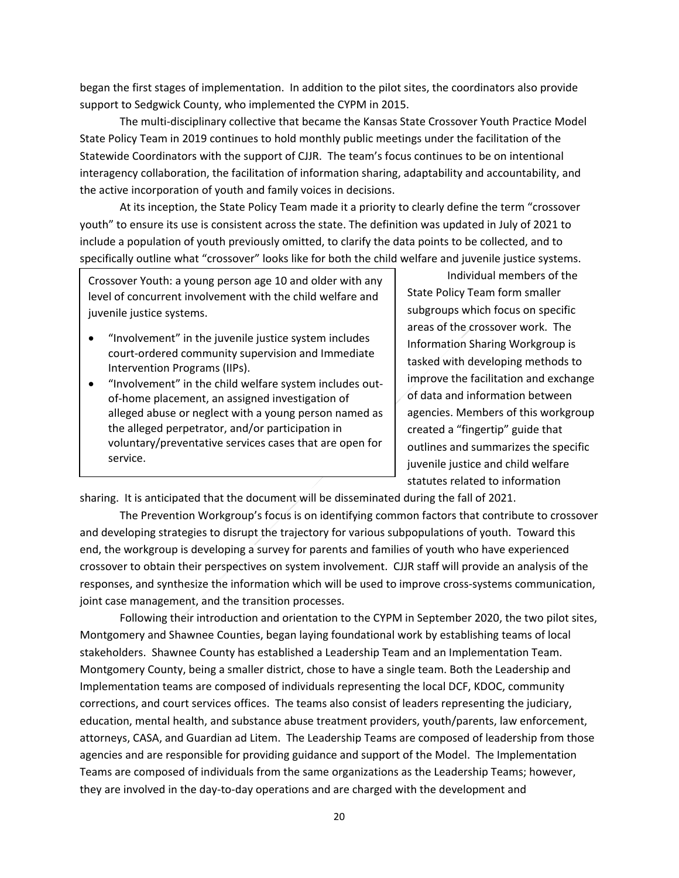began the first stages of implementation. In addition to the pilot sites, the coordinators also provide support to Sedgwick County, who implemented the CYPM in 2015.

The multi-disciplinary collective that became the Kansas State Crossover Youth Practice Model State Policy Team in 2019 continues to hold monthly public meetings under the facilitation of the Statewide Coordinators with the support of CJJR. The team's focus continues to be on intentional interagency collaboration, the facilitation of information sharing, adaptability and accountability, and the active incorporation of youth and family voices in decisions.

At its inception, the State Policy Team made it a priority to clearly define the term "crossover youth" to ensure its use is consistent across the state. The definition was updated in July of 2021 to include a population of youth previously omitted, to clarify the data points to be collected, and to specifically outline what "crossover" looks like for both the child welfare and juvenile justice systems.

> Crossover Youth: a young person age 10 and older with any level of concurrent involvement with the child welfare and juvenile justice systems.
>
> - "Involvement" in the juvenile justice system includes court-ordered community supervision and Immediate Intervention Programs (IIPs).
> - "Involvement" in the child welfare system includes out-of-home placement, an assigned investigation of alleged abuse or neglect with a young person named as the alleged perpetrator, and/or participation in voluntary/preventative services cases that are open for service.

Individual members of the State Policy Team form smaller subgroups which focus on specific areas of the crossover work. The Information Sharing Workgroup is tasked with developing methods to improve the facilitation and exchange of data and information between agencies. Members of this workgroup created a "fingertip" guide that outlines and summarizes the specific juvenile justice and child welfare statutes related to information sharing. It is anticipated that the document will be disseminated during the fall of 2021.

The Prevention Workgroup's focus is on identifying common factors that contribute to crossover and developing strategies to disrupt the trajectory for various subpopulations of youth. Toward this end, the workgroup is developing a survey for parents and families of youth who have experienced crossover to obtain their perspectives on system involvement. CJJR staff will provide an analysis of the responses, and synthesize the information which will be used to improve cross-systems communication, joint case management, and the transition processes.

Following their introduction and orientation to the CYPM in September 2020, the two pilot sites, Montgomery and Shawnee Counties, began laying foundational work by establishing teams of local stakeholders. Shawnee County has established a Leadership Team and an Implementation Team. Montgomery County, being a smaller district, chose to have a single team. Both the Leadership and Implementation teams are composed of individuals representing the local DCF, KDOC, community corrections, and court services offices. The teams also consist of leaders representing the judiciary, education, mental health, and substance abuse treatment providers, youth/parents, law enforcement, attorneys, CASA, and Guardian ad Litem. The Leadership Teams are composed of leadership from those agencies and are responsible for providing guidance and support of the Model. The Implementation Teams are composed of individuals from the same organizations as the Leadership Teams; however, they are involved in the day-to-day operations and are charged with the development and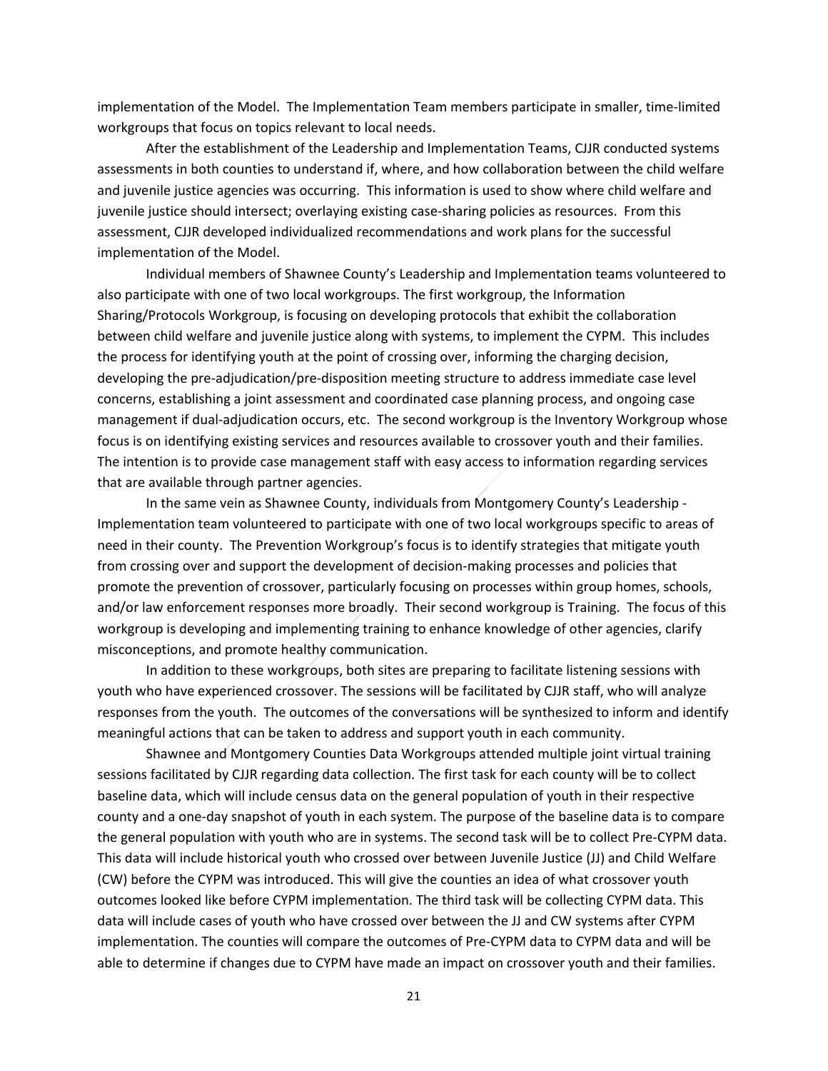implementation of the Model. The Implementation Team members participate in smaller, time-limited workgroups that focus on topics relevant to local needs.

After the establishment of the Leadership and Implementation Teams, CJJR conducted systems assessments in both counties to understand if, where, and how collaboration between the child welfare and juvenile justice agencies was occurring. This information is used to show where child welfare and juvenile justice should intersect; overlaying existing case-sharing policies as resources. From this assessment, CJJR developed individualized recommendations and work plans for the successful implementation of the Model.

Individual members of Shawnee County's Leadership and Implementation teams volunteered to also participate with one of two local workgroups. The first workgroup, the Information Sharing/Protocols Workgroup, is focusing on developing protocols that exhibit the collaboration between child welfare and juvenile justice along with systems, to implement the CYPM. This includes the process for identifying youth at the point of crossing over, informing the charging decision, developing the pre-adjudication/pre-disposition meeting structure to address immediate case level concerns, establishing a joint assessment and coordinated case planning process, and ongoing case management if dual-adjudication occurs, etc. The second workgroup is the Inventory Workgroup whose focus is on identifying existing services and resources available to crossover youth and their families. The intention is to provide case management staff with easy access to information regarding services that are available through partner agencies.

In the same vein as Shawnee County, individuals from Montgomery County's Leadership - Implementation team volunteered to participate with one of two local workgroups specific to areas of need in their county. The Prevention Workgroup's focus is to identify strategies that mitigate youth from crossing over and support the development of decision-making processes and policies that promote the prevention of crossover, particularly focusing on processes within group homes, schools, and/or law enforcement responses more broadly. Their second workgroup is Training. The focus of this workgroup is developing and implementing training to enhance knowledge of other agencies, clarify misconceptions, and promote healthy communication.

In addition to these workgroups, both sites are preparing to facilitate listening sessions with youth who have experienced crossover. The sessions will be facilitated by CJJR staff, who will analyze responses from the youth. The outcomes of the conversations will be synthesized to inform and identify meaningful actions that can be taken to address and support youth in each community.

Shawnee and Montgomery Counties Data Workgroups attended multiple joint virtual training sessions facilitated by CJJR regarding data collection. The first task for each county will be to collect baseline data, which will include census data on the general population of youth in their respective county and a one-day snapshot of youth in each system. The purpose of the baseline data is to compare the general population with youth who are in systems. The second task will be to collect Pre-CYPM data. This data will include historical youth who crossed over between Juvenile Justice (JJ) and Child Welfare (CW) before the CYPM was introduced. This will give the counties an idea of what crossover youth outcomes looked like before CYPM implementation. The third task will be collecting CYPM data. This data will include cases of youth who have crossed over between the JJ and CW systems after CYPM implementation. The counties will compare the outcomes of Pre-CYPM data to CYPM data and will be able to determine if changes due to CYPM have made an impact on crossover youth and their families.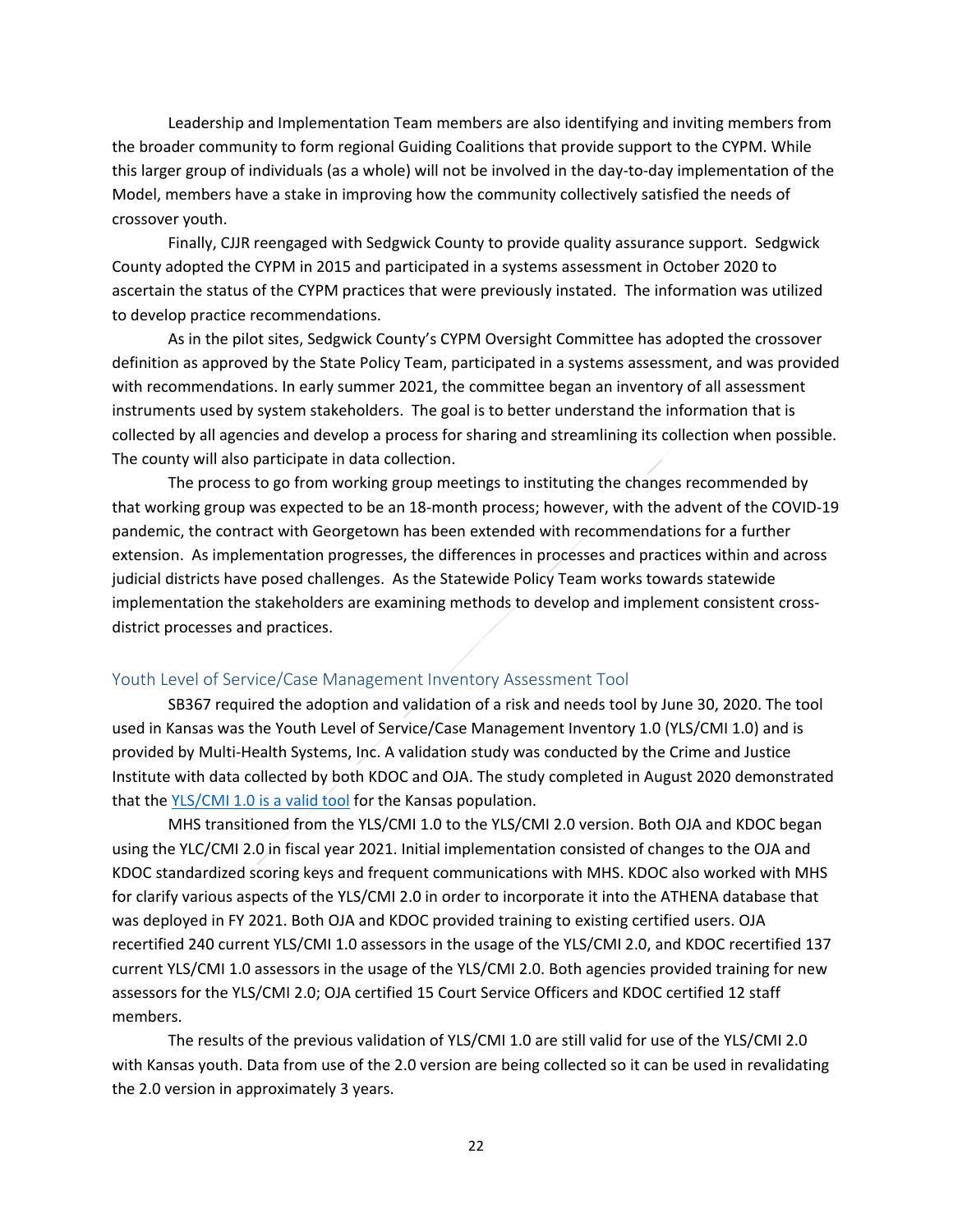Leadership and Implementation Team members are also identifying and inviting members from the broader community to form regional Guiding Coalitions that provide support to the CYPM. While this larger group of individuals (as a whole) will not be involved in the day-to-day implementation of the Model, members have a stake in improving how the community collectively satisfied the needs of crossover youth.

Finally, CJJR reengaged with Sedgwick County to provide quality assurance support. Sedgwick County adopted the CYPM in 2015 and participated in a systems assessment in October 2020 to ascertain the status of the CYPM practices that were previously instated. The information was utilized to develop practice recommendations.

As in the pilot sites, Sedgwick County's CYPM Oversight Committee has adopted the crossover definition as approved by the State Policy Team, participated in a systems assessment, and was provided with recommendations. In early summer 2021, the committee began an inventory of all assessment instruments used by system stakeholders. The goal is to better understand the information that is collected by all agencies and develop a process for sharing and streamlining its collection when possible. The county will also participate in data collection.

The process to go from working group meetings to instituting the changes recommended by that working group was expected to be an 18-month process; however, with the advent of the COVID-19 pandemic, the contract with Georgetown has been extended with recommendations for a further extension. As implementation progresses, the differences in processes and practices within and across judicial districts have posed challenges. As the Statewide Policy Team works towards statewide implementation the stakeholders are examining methods to develop and implement consistent cross-district processes and practices.

## Youth Level of Service/Case Management Inventory Assessment Tool

SB367 required the adoption and validation of a risk and needs tool by June 30, 2020. The tool used in Kansas was the Youth Level of Service/Case Management Inventory 1.0 (YLS/CMI 1.0) and is provided by Multi-Health Systems, Inc. A validation study was conducted by the Crime and Justice Institute with data collected by both KDOC and OJA. The study completed in August 2020 demonstrated that the YLS/CMI 1.0 is a valid tool for the Kansas population.

MHS transitioned from the YLS/CMI 1.0 to the YLS/CMI 2.0 version. Both OJA and KDOC began using the YLC/CMI 2.0 in fiscal year 2021. Initial implementation consisted of changes to the OJA and KDOC standardized scoring keys and frequent communications with MHS. KDOC also worked with MHS for clarify various aspects of the YLS/CMI 2.0 in order to incorporate it into the ATHENA database that was deployed in FY 2021. Both OJA and KDOC provided training to existing certified users. OJA recertified 240 current YLS/CMI 1.0 assessors in the usage of the YLS/CMI 2.0, and KDOC recertified 137 current YLS/CMI 1.0 assessors in the usage of the YLS/CMI 2.0. Both agencies provided training for new assessors for the YLS/CMI 2.0; OJA certified 15 Court Service Officers and KDOC certified 12 staff members.

The results of the previous validation of YLS/CMI 1.0 are still valid for use of the YLS/CMI 2.0 with Kansas youth. Data from use of the 2.0 version are being collected so it can be used in revalidating the 2.0 version in approximately 3 years.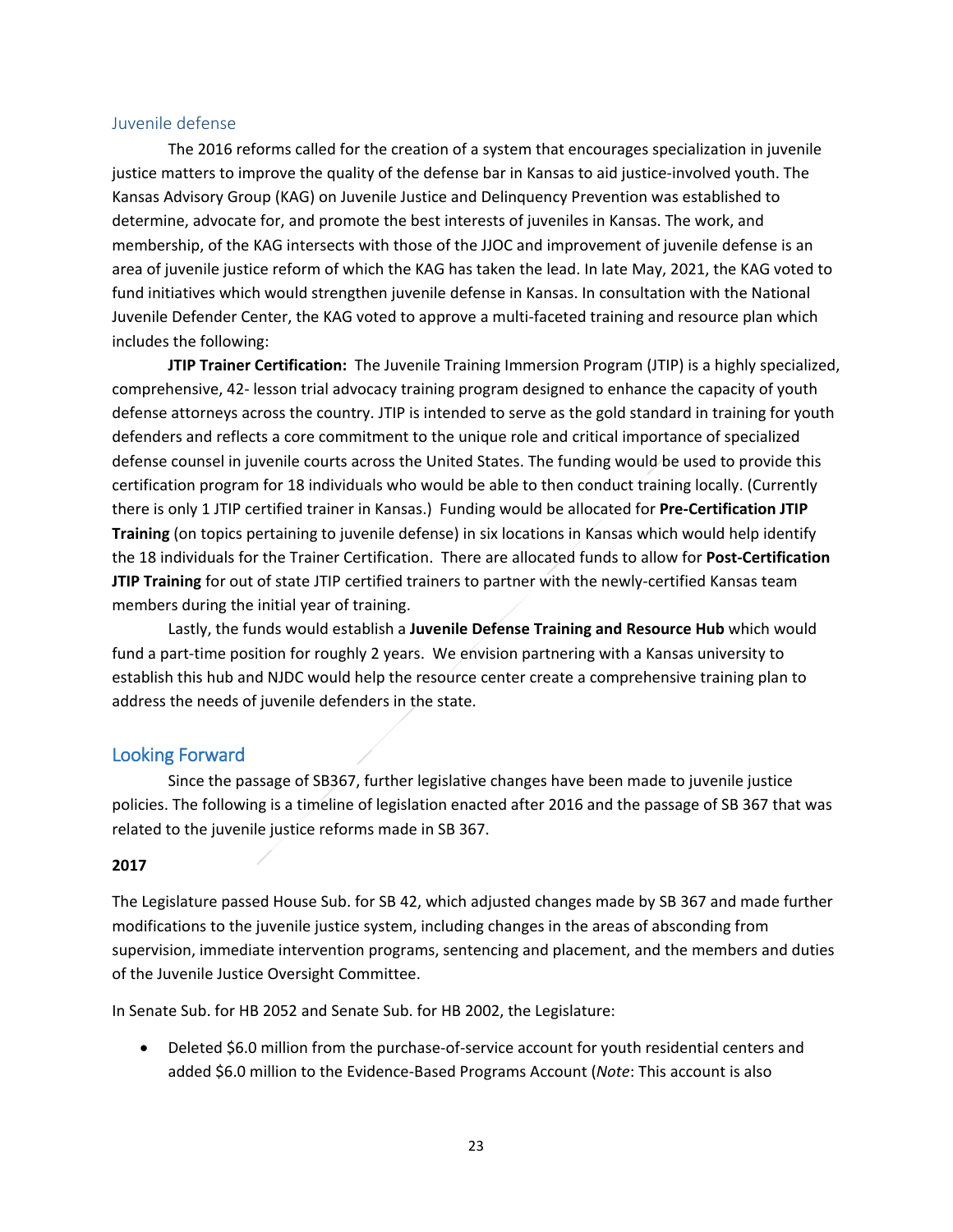### Juvenile defense

The 2016 reforms called for the creation of a system that encourages specialization in juvenile justice matters to improve the quality of the defense bar in Kansas to aid justice-involved youth. The Kansas Advisory Group (KAG) on Juvenile Justice and Delinquency Prevention was established to determine, advocate for, and promote the best interests of juveniles in Kansas. The work, and membership, of the KAG intersects with those of the JJOC and improvement of juvenile defense is an area of juvenile justice reform of which the KAG has taken the lead. In late May, 2021, the KAG voted to fund initiatives which would strengthen juvenile defense in Kansas. In consultation with the National Juvenile Defender Center, the KAG voted to approve a multi-faceted training and resource plan which includes the following:

**JTIP Trainer Certification:** The Juvenile Training Immersion Program (JTIP) is a highly specialized, comprehensive, 42- lesson trial advocacy training program designed to enhance the capacity of youth defense attorneys across the country. JTIP is intended to serve as the gold standard in training for youth defenders and reflects a core commitment to the unique role and critical importance of specialized defense counsel in juvenile courts across the United States. The funding would be used to provide this certification program for 18 individuals who would be able to then conduct training locally. (Currently there is only 1 JTIP certified trainer in Kansas.) Funding would be allocated for **Pre-Certification JTIP Training** (on topics pertaining to juvenile defense) in six locations in Kansas which would help identify the 18 individuals for the Trainer Certification. There are allocated funds to allow for **Post-Certification JTIP Training** for out of state JTIP certified trainers to partner with the newly-certified Kansas team members during the initial year of training.

Lastly, the funds would establish a **Juvenile Defense Training and Resource Hub** which would fund a part-time position for roughly 2 years. We envision partnering with a Kansas university to establish this hub and NJDC would help the resource center create a comprehensive training plan to address the needs of juvenile defenders in the state.

## Looking Forward

Since the passage of SB367, further legislative changes have been made to juvenile justice policies. The following is a timeline of legislation enacted after 2016 and the passage of SB 367 that was related to the juvenile justice reforms made in SB 367.

**2017**

The Legislature passed House Sub. for SB 42, which adjusted changes made by SB 367 and made further modifications to the juvenile justice system, including changes in the areas of absconding from supervision, immediate intervention programs, sentencing and placement, and the members and duties of the Juvenile Justice Oversight Committee.

In Senate Sub. for HB 2052 and Senate Sub. for HB 2002, the Legislature:

- Deleted $6.0 million from the purchase-of-service account for youth residential centers and added $6.0 million to the Evidence-Based Programs Account (*Note*: This account is also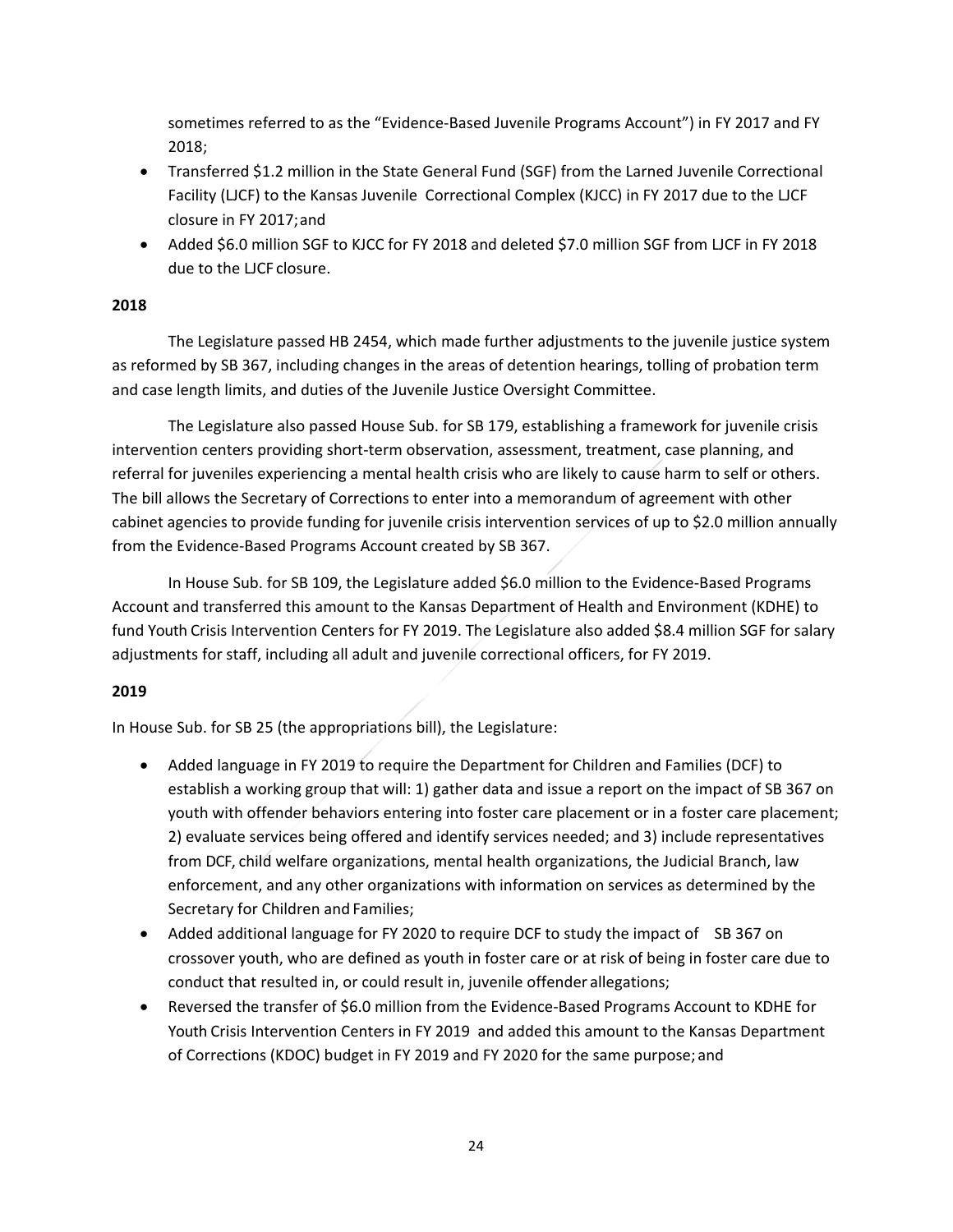sometimes referred to as the "Evidence-Based Juvenile Programs Account") in FY 2017 and FY 2018;

- Transferred $1.2 million in the State General Fund (SGF) from the Larned Juvenile Correctional Facility (LJCF) to the Kansas Juvenile Correctional Complex (KJCC) in FY 2017 due to the LJCF closure in FY 2017; and
- Added $6.0 million SGF to KJCC for FY 2018 and deleted $7.0 million SGF from LJCF in FY 2018 due to the LJCF closure.

**2018**

The Legislature passed HB 2454, which made further adjustments to the juvenile justice system as reformed by SB 367, including changes in the areas of detention hearings, tolling of probation term and case length limits, and duties of the Juvenile Justice Oversight Committee.

The Legislature also passed House Sub. for SB 179, establishing a framework for juvenile crisis intervention centers providing short-term observation, assessment, treatment, case planning, and referral for juveniles experiencing a mental health crisis who are likely to cause harm to self or others. The bill allows the Secretary of Corrections to enter into a memorandum of agreement with other cabinet agencies to provide funding for juvenile crisis intervention services of up to $2.0 million annually from the Evidence-Based Programs Account created by SB 367.

In House Sub. for SB 109, the Legislature added $6.0 million to the Evidence-Based Programs Account and transferred this amount to the Kansas Department of Health and Environment (KDHE) to fund Youth Crisis Intervention Centers for FY 2019. The Legislature also added $8.4 million SGF for salary adjustments for staff, including all adult and juvenile correctional officers, for FY 2019.

**2019**

In House Sub. for SB 25 (the appropriations bill), the Legislature:

- Added language in FY 2019 to require the Department for Children and Families (DCF) to establish a working group that will: 1) gather data and issue a report on the impact of SB 367 on youth with offender behaviors entering into foster care placement or in a foster care placement; 2) evaluate services being offered and identify services needed; and 3) include representatives from DCF, child welfare organizations, mental health organizations, the Judicial Branch, law enforcement, and any other organizations with information on services as determined by the Secretary for Children and Families;
- Added additional language for FY 2020 to require DCF to study the impact of SB 367 on crossover youth, who are defined as youth in foster care or at risk of being in foster care due to conduct that resulted in, or could result in, juvenile offender allegations;
- Reversed the transfer of $6.0 million from the Evidence-Based Programs Account to KDHE for Youth Crisis Intervention Centers in FY 2019 and added this amount to the Kansas Department of Corrections (KDOC) budget in FY 2019 and FY 2020 for the same purpose; and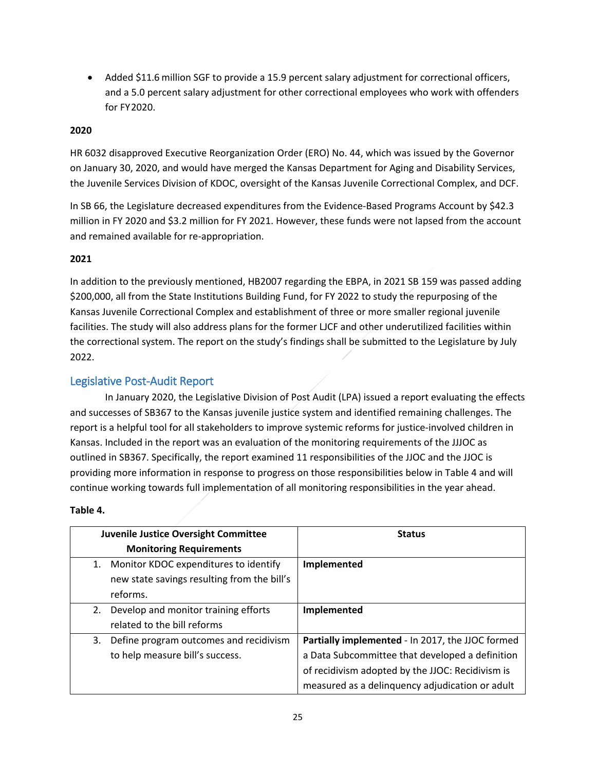- Added $11.6 million SGF to provide a 15.9 percent salary adjustment for correctional officers, and a 5.0 percent salary adjustment for other correctional employees who work with offenders for FY 2020.

**2020**

HR 6032 disapproved Executive Reorganization Order (ERO) No. 44, which was issued by the Governor on January 30, 2020, and would have merged the Kansas Department for Aging and Disability Services, the Juvenile Services Division of KDOC, oversight of the Kansas Juvenile Correctional Complex, and DCF.

In SB 66, the Legislature decreased expenditures from the Evidence-Based Programs Account by $42.3 million in FY 2020 and $3.2 million for FY 2021. However, these funds were not lapsed from the account and remained available for re-appropriation.

**2021**

In addition to the previously mentioned, HB2007 regarding the EBPA, in 2021 SB 159 was passed adding $200,000, all from the State Institutions Building Fund, for FY 2022 to study the repurposing of the Kansas Juvenile Correctional Complex and establishment of three or more smaller regional juvenile facilities. The study will also address plans for the former LJCF and other underutilized facilities within the correctional system. The report on the study's findings shall be submitted to the Legislature by July 2022.

## Legislative Post-Audit Report

In January 2020, the Legislative Division of Post Audit (LPA) issued a report evaluating the effects and successes of SB367 to the Kansas juvenile justice system and identified remaining challenges. The report is a helpful tool for all stakeholders to improve systemic reforms for justice-involved children in Kansas. Included in the report was an evaluation of the monitoring requirements of the JJJOC as outlined in SB367. Specifically, the report examined 11 responsibilities of the JJOC and the JJOC is providing more information in response to progress on those responsibilities below in Table 4 and will continue working towards full implementation of all monitoring responsibilities in the year ahead.

**Table 4.**

| Juvenile Justice Oversight Committee Monitoring Requirements | Status |
|---|---|
| 1. Monitor KDOC expenditures to identify new state savings resulting from the bill's reforms. | **Implemented** |
| 2. Develop and monitor training efforts related to the bill reforms | **Implemented** |
| 3. Define program outcomes and recidivism to help measure bill's success. | **Partially implemented** - In 2017, the JJOC formed a Data Subcommittee that developed a definition of recidivism adopted by the JJOC: Recidivism is measured as a delinquency adjudication or adult |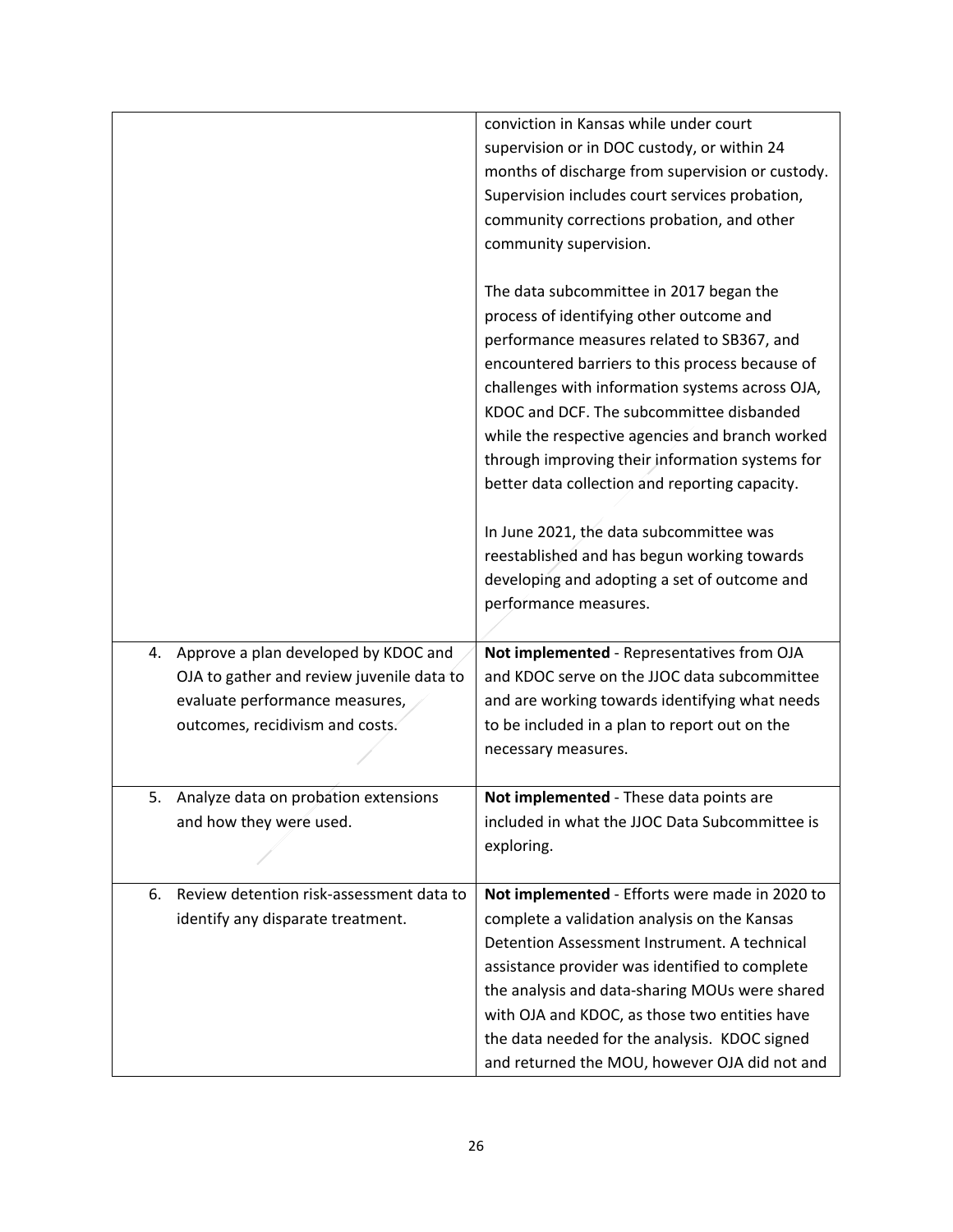| | |
|---|---|
| | conviction in Kansas while under court supervision or in DOC custody, or within 24 months of discharge from supervision or custody. Supervision includes court services probation, community corrections probation, and other community supervision.<br><br>The data subcommittee in 2017 began the process of identifying other outcome and performance measures related to SB367, and encountered barriers to this process because of challenges with information systems across OJA, KDOC and DCF. The subcommittee disbanded while the respective agencies and branch worked through improving their information systems for better data collection and reporting capacity.<br><br>In June 2021, the data subcommittee was reestablished and has begun working towards developing and adopting a set of outcome and performance measures. |
| 4. Approve a plan developed by KDOC and OJA to gather and review juvenile data to evaluate performance measures, outcomes, recidivism and costs. | **Not implemented** - Representatives from OJA and KDOC serve on the JJOC data subcommittee and are working towards identifying what needs to be included in a plan to report out on the necessary measures. |
| 5. Analyze data on probation extensions and how they were used. | **Not implemented** - These data points are included in what the JJOC Data Subcommittee is exploring. |
| 6. Review detention risk-assessment data to identify any disparate treatment. | **Not implemented** - Efforts were made in 2020 to complete a validation analysis on the Kansas Detention Assessment Instrument. A technical assistance provider was identified to complete the analysis and data-sharing MOUs were shared with OJA and KDOC, as those two entities have the data needed for the analysis. KDOC signed and returned the MOU, however OJA did not and |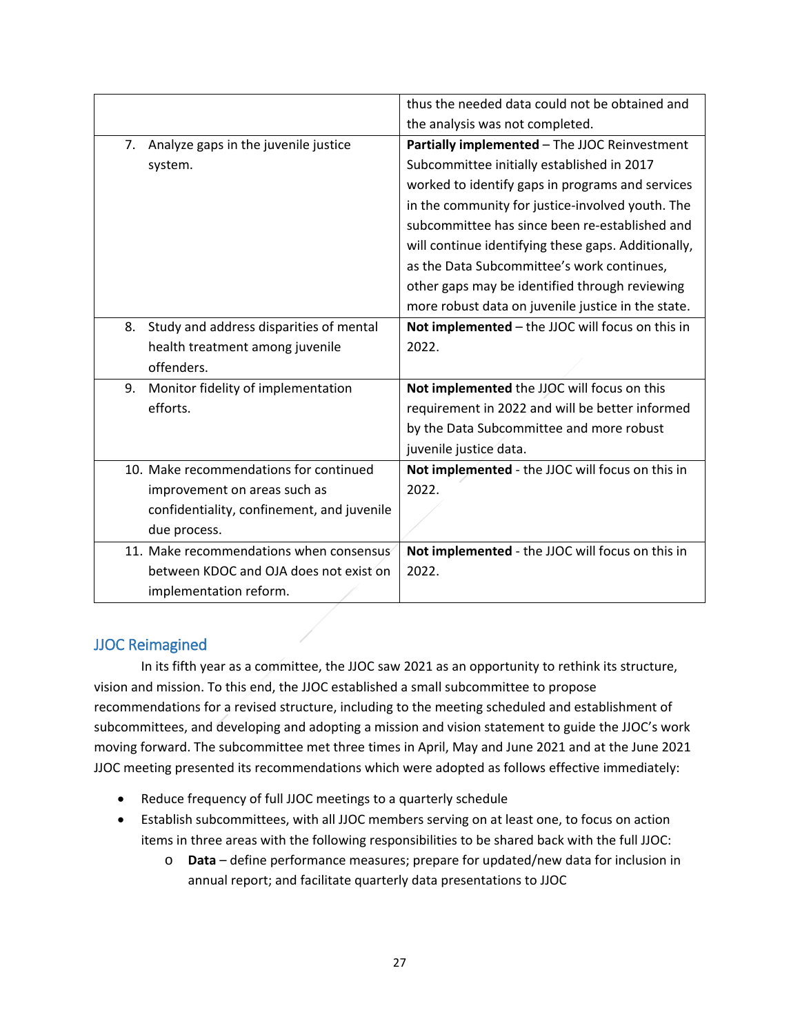| | |
|---|---|
| | thus the needed data could not be obtained and the analysis was not completed. |
| 7. Analyze gaps in the juvenile justice system. | **Partially implemented** – The JJOC Reinvestment Subcommittee initially established in 2017 worked to identify gaps in programs and services in the community for justice-involved youth. The subcommittee has since been re-established and will continue identifying these gaps. Additionally, as the Data Subcommittee's work continues, other gaps may be identified through reviewing more robust data on juvenile justice in the state. |
| 8. Study and address disparities of mental health treatment among juvenile offenders. | **Not implemented** – the JJOC will focus on this in 2022. |
| 9. Monitor fidelity of implementation efforts. | **Not implemented** the JJOC will focus on this requirement in 2022 and will be better informed by the Data Subcommittee and more robust juvenile justice data. |
| 10. Make recommendations for continued improvement on areas such as confidentiality, confinement, and juvenile due process. | **Not implemented** - the JJOC will focus on this in 2022. |
| 11. Make recommendations when consensus between KDOC and OJA does not exist on implementation reform. | **Not implemented** - the JJOC will focus on this in 2022. |

## JJOC Reimagined

In its fifth year as a committee, the JJOC saw 2021 as an opportunity to rethink its structure, vision and mission. To this end, the JJOC established a small subcommittee to propose recommendations for a revised structure, including to the meeting scheduled and establishment of subcommittees, and developing and adopting a mission and vision statement to guide the JJOC's work moving forward. The subcommittee met three times in April, May and June 2021 and at the June 2021 JJOC meeting presented its recommendations which were adopted as follows effective immediately:

- Reduce frequency of full JJOC meetings to a quarterly schedule
- Establish subcommittees, with all JJOC members serving on at least one, to focus on action items in three areas with the following responsibilities to be shared back with the full JJOC:
  - **Data** – define performance measures; prepare for updated/new data for inclusion in annual report; and facilitate quarterly data presentations to JJOC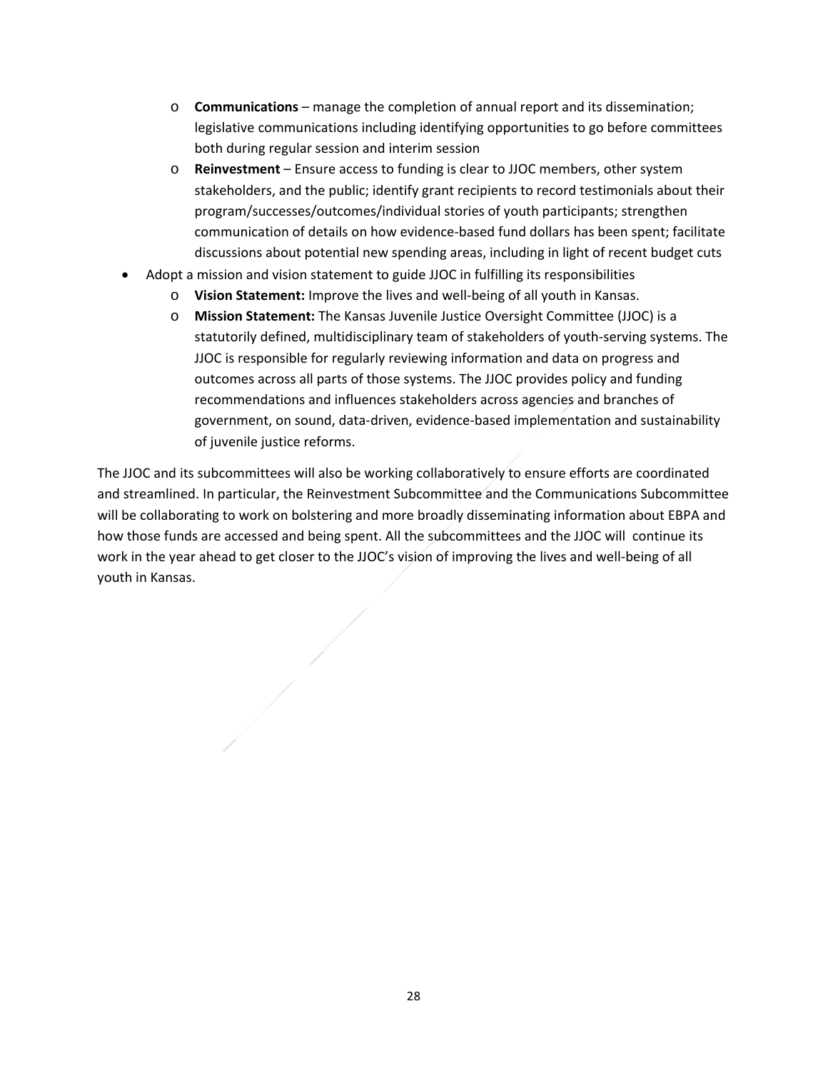- **Communications** – manage the completion of annual report and its dissemination; legislative communications including identifying opportunities to go before committees both during regular session and interim session
- **Reinvestment** – Ensure access to funding is clear to JJOC members, other system stakeholders, and the public; identify grant recipients to record testimonials about their program/successes/outcomes/individual stories of youth participants; strengthen communication of details on how evidence-based fund dollars has been spent; facilitate discussions about potential new spending areas, including in light of recent budget cuts

- Adopt a mission and vision statement to guide JJOC in fulfilling its responsibilities
  - **Vision Statement:** Improve the lives and well-being of all youth in Kansas.
  - **Mission Statement:** The Kansas Juvenile Justice Oversight Committee (JJOC) is a statutorily defined, multidisciplinary team of stakeholders of youth-serving systems. The JJOC is responsible for regularly reviewing information and data on progress and outcomes across all parts of those systems. The JJOC provides policy and funding recommendations and influences stakeholders across agencies and branches of government, on sound, data-driven, evidence-based implementation and sustainability of juvenile justice reforms.

The JJOC and its subcommittees will also be working collaboratively to ensure efforts are coordinated and streamlined. In particular, the Reinvestment Subcommittee and the Communications Subcommittee will be collaborating to work on bolstering and more broadly disseminating information about EBPA and how those funds are accessed and being spent. All the subcommittees and the JJOC will continue its work in the year ahead to get closer to the JJOC's vision of improving the lives and well-being of all youth in Kansas.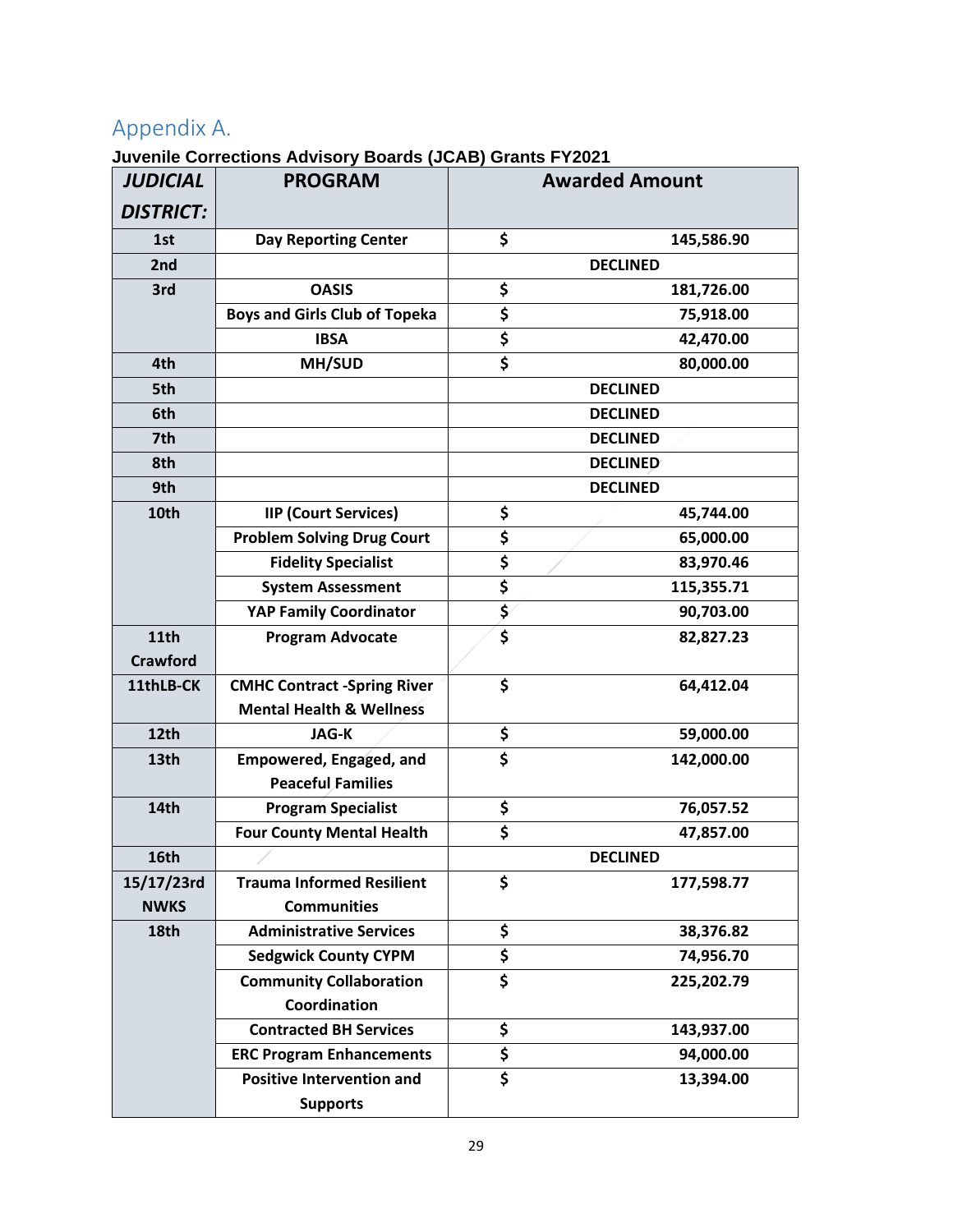## Appendix A.

**Juvenile Corrections Advisory Boards (JCAB) Grants FY2021**

| *JUDICIAL DISTRICT:* | PROGRAM | Awarded Amount |
|---|---|---|
| 1st | Day Reporting Center | $ 145,586.90 |
| 2nd | | DECLINED |
| 3rd | OASIS | $ 181,726.00 |
| | Boys and Girls Club of Topeka | $ 75,918.00 |
| | IBSA | $ 42,470.00 |
| 4th | MH/SUD | $ 80,000.00 |
| 5th | | DECLINED |
| 6th | | DECLINED |
| 7th | | DECLINED |
| 8th | | DECLINED |
| 9th | | DECLINED |
| 10th | IIP (Court Services) | $ 45,744.00 |
| | Problem Solving Drug Court | $ 65,000.00 |
| | Fidelity Specialist | $ 83,970.46 |
| | System Assessment | $ 115,355.71 |
| | YAP Family Coordinator | $ 90,703.00 |
| 11th Crawford | Program Advocate | $ 82,827.23 |
| 11thLB-CK | CMHC Contract -Spring River Mental Health & Wellness | $ 64,412.04 |
| 12th | JAG-K | $ 59,000.00 |
| 13th | Empowered, Engaged, and Peaceful Families | $ 142,000.00 |
| 14th | Program Specialist | $ 76,057.52 |
| | Four County Mental Health | $ 47,857.00 |
| 16th | | DECLINED |
| 15/17/23rd NWKS | Trauma Informed Resilient Communities | $ 177,598.77 |
| 18th | Administrative Services | $ 38,376.82 |
| | Sedgwick County CYPM | $ 74,956.70 |
| | Community Collaboration Coordination | $ 225,202.79 |
| | Contracted BH Services | $ 143,937.00 |
| | ERC Program Enhancements | $ 94,000.00 |
| | Positive Intervention and Supports | $ 13,394.00 |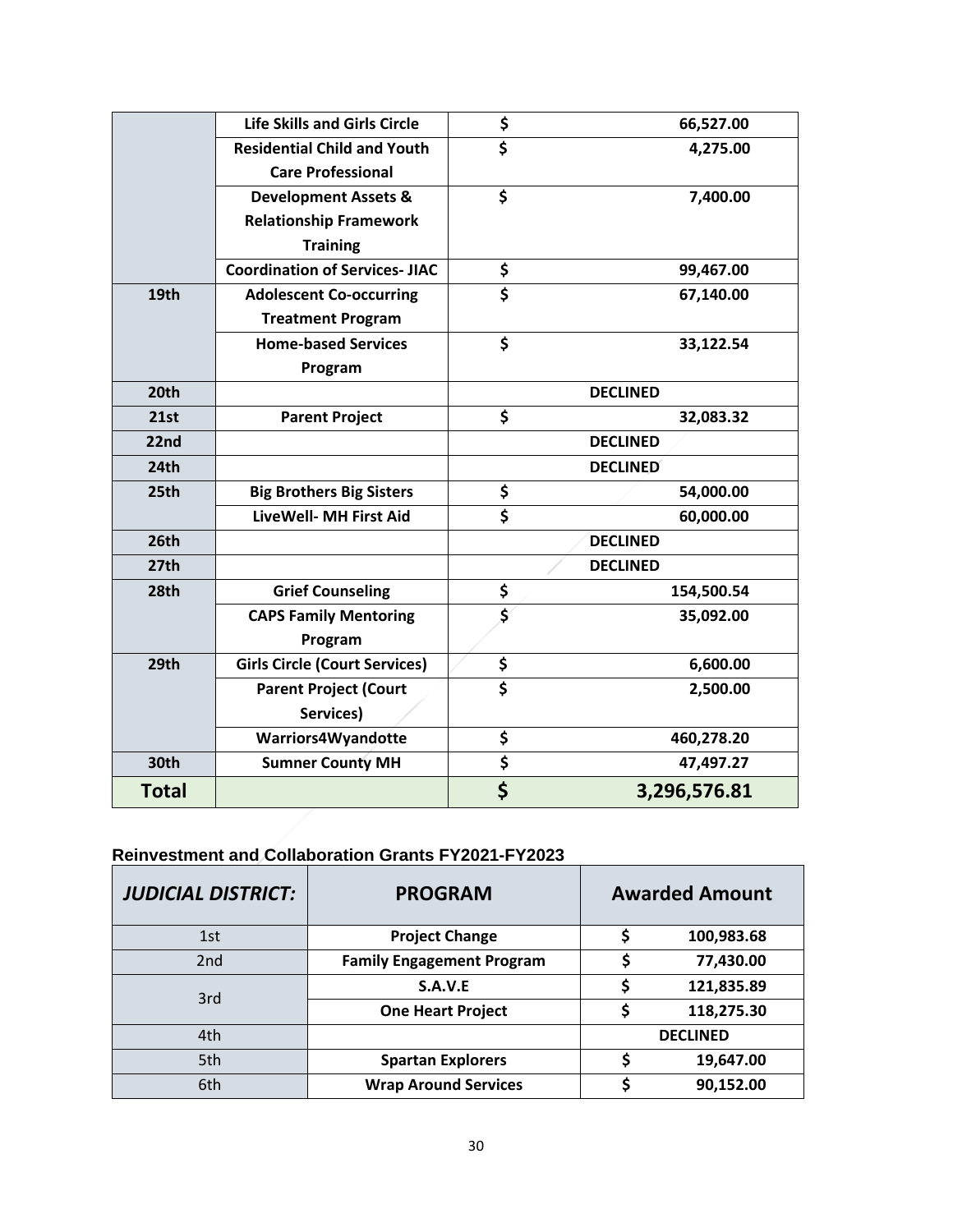| | | | |
|---|---|---|---|
| | **Life Skills and Girls Circle** | $ | **66,527.00** |
| | **Residential Child and Youth Care Professional** | $ | **4,275.00** |
| | **Development Assets & Relationship Framework Training** | $ | **7,400.00** |
| | **Coordination of Services- JIAC** | $ | **99,467.00** |
| **19th** | **Adolescent Co-occurring Treatment Program** | $ | **67,140.00** |
| | **Home-based Services Program** | $ | **33,122.54** |
| **20th** | | **DECLINED** | |
| **21st** | **Parent Project** | $ | **32,083.32** |
| **22nd** | | **DECLINED** | |
| **24th** | | **DECLINED** | |
| **25th** | **Big Brothers Big Sisters** | $ | **54,000.00** |
| | **LiveWell- MH First Aid** | $ | **60,000.00** |
| **26th** | | **DECLINED** | |
| **27th** | | **DECLINED** | |
| **28th** | **Grief Counseling** | $ | **154,500.54** |
| | **CAPS Family Mentoring Program** | $ | **35,092.00** |
| **29th** | **Girls Circle (Court Services)** | $ | **6,600.00** |
| | **Parent Project (Court Services)** | $ | **2,500.00** |
| | **Warriors4Wyandotte** | $ | **460,278.20** |
| **30th** | **Sumner County MH** | $ | **47,497.27** |
| **Total** | | **$** | **3,296,576.81** |

**Reinvestment and Collaboration Grants FY2021-FY2023**

| ***JUDICIAL DISTRICT:*** | **PROGRAM** | **Awarded Amount** | |
|---|---|---|---|
| 1st | **Project Change** | $ | **100,983.68** |
| 2nd | **Family Engagement Program** | $ | **77,430.00** |
| 3rd | **S.A.V.E** | $ | **121,835.89** |
| | **One Heart Project** | $ | **118,275.30** |
| 4th | | **DECLINED** | |
| 5th | **Spartan Explorers** | $ | **19,647.00** |
| 6th | **Wrap Around Services** | $ | **90,152.00** |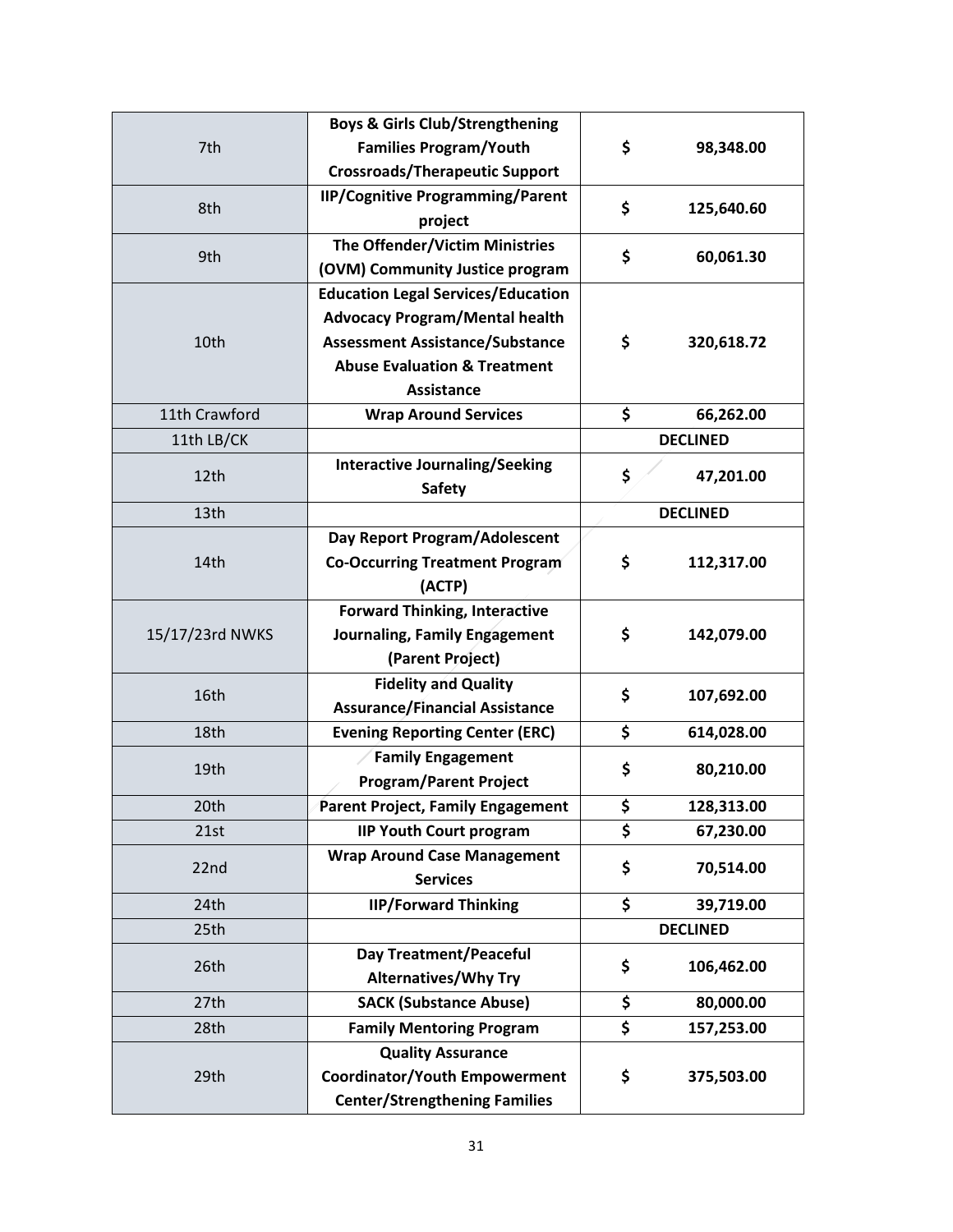| | | |
|---|---|---|
| 7th | **Boys & Girls Club/Strengthening Families Program/Youth Crossroads/Therapeutic Support** | **$ 98,348.00** |
| 8th | **IIP/Cognitive Programming/Parent project** | **$ 125,640.60** |
| 9th | **The Offender/Victim Ministries (OVM) Community Justice program** | **$ 60,061.30** |
| 10th | **Education Legal Services/Education Advocacy Program/Mental health Assessment Assistance/Substance Abuse Evaluation & Treatment Assistance** | **$ 320,618.72** |
| 11th Crawford | **Wrap Around Services** | **$ 66,262.00** |
| 11th LB/CK | | **DECLINED** |
| 12th | **Interactive Journaling/Seeking Safety** | **$ 47,201.00** |
| 13th | | **DECLINED** |
| 14th | **Day Report Program/Adolescent Co-Occurring Treatment Program (ACTP)** | **$ 112,317.00** |
| 15/17/23rd NWKS | **Forward Thinking, Interactive Journaling, Family Engagement (Parent Project)** | **$ 142,079.00** |
| 16th | **Fidelity and Quality Assurance/Financial Assistance** | **$ 107,692.00** |
| 18th | **Evening Reporting Center (ERC)** | **$ 614,028.00** |
| 19th | **Family Engagement Program/Parent Project** | **$ 80,210.00** |
| 20th | **Parent Project, Family Engagement** | **$ 128,313.00** |
| 21st | **IIP Youth Court program** | **$ 67,230.00** |
| 22nd | **Wrap Around Case Management Services** | **$ 70,514.00** |
| 24th | **IIP/Forward Thinking** | **$ 39,719.00** |
| 25th | | **DECLINED** |
| 26th | **Day Treatment/Peaceful Alternatives/Why Try** | **$ 106,462.00** |
| 27th | **SACK (Substance Abuse)** | **$ 80,000.00** |
| 28th | **Family Mentoring Program** | **$ 157,253.00** |
| 29th | **Quality Assurance Coordinator/Youth Empowerment Center/Strengthening Families** | **$ 375,503.00** |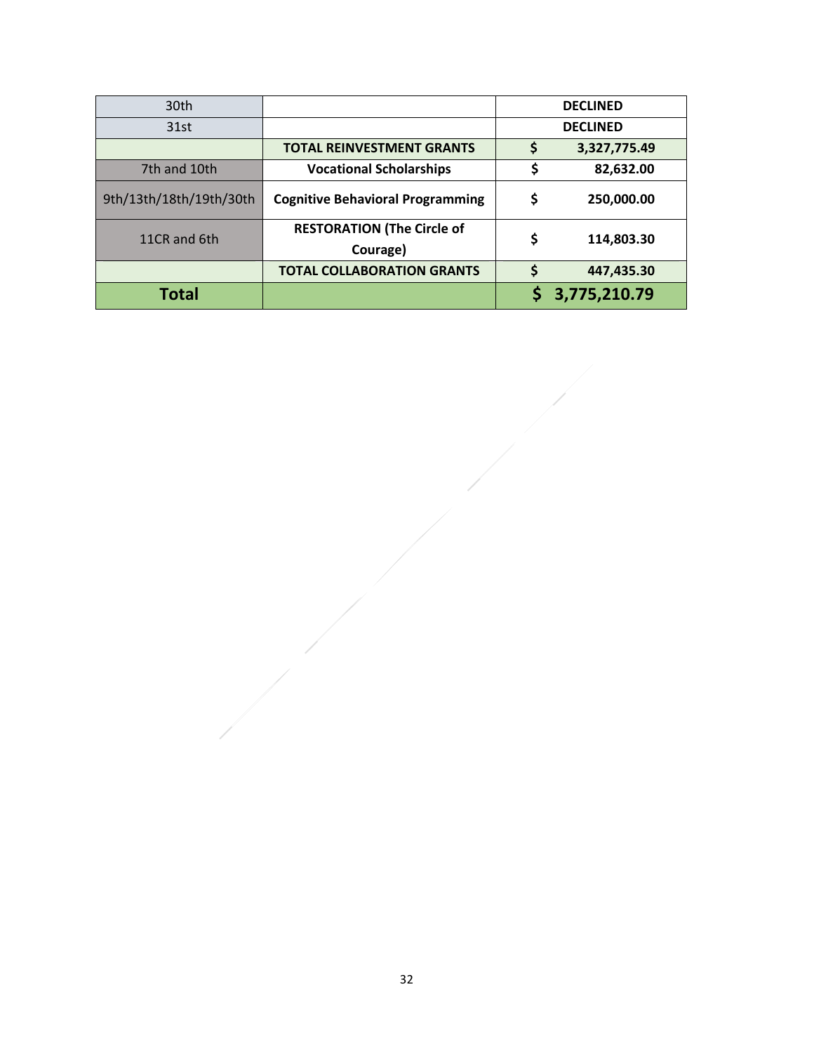| 30th | | DECLINED |
|---|---|---|
| 31st | | DECLINED |
| | **TOTAL REINVESTMENT GRANTS** | **$ 3,327,775.49** |
| 7th and 10th | **Vocational Scholarships** | **$ 82,632.00** |
| 9th/13th/18th/19th/30th | **Cognitive Behavioral Programming** | **$ 250,000.00** |
| 11CR and 6th | **RESTORATION (The Circle of Courage)** | **$ 114,803.30** |
| | **TOTAL COLLABORATION GRANTS** | **$ 447,435.30** |
| **Total** | | **$ 3,775,210.79** |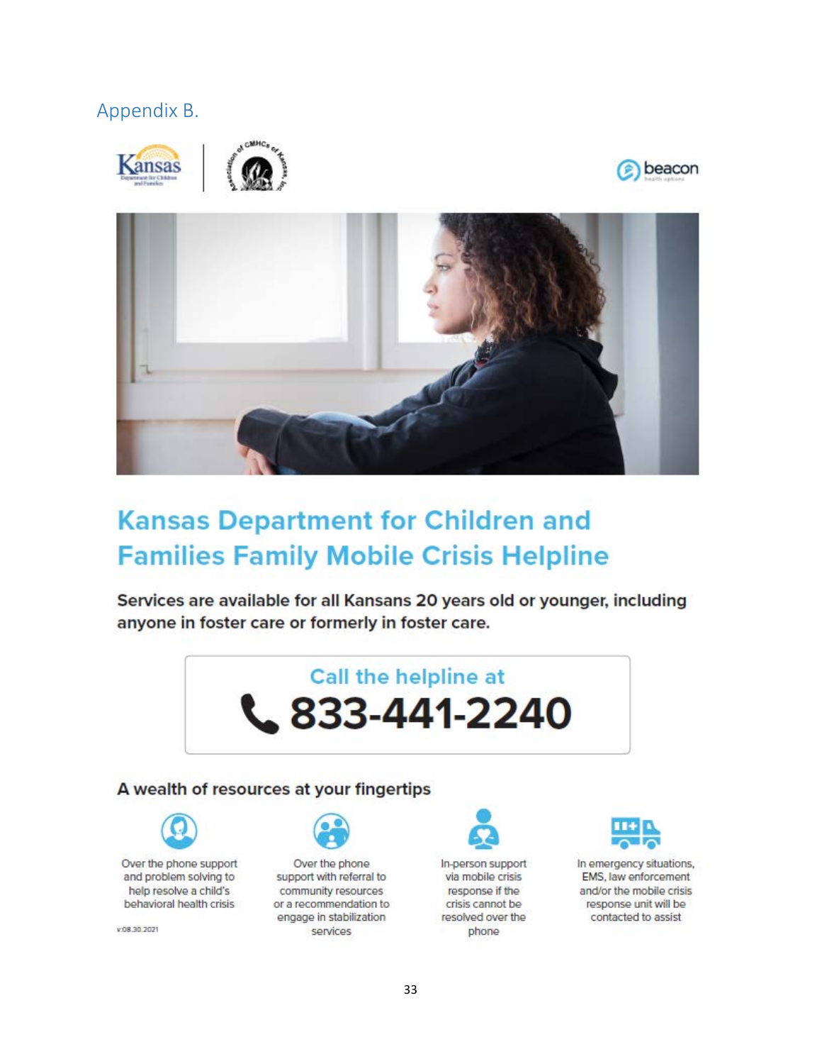## Appendix B.

# Kansas Department for Children and Families Family Mobile Crisis Helpline

**Services are available for all Kansans 20 years old or younger, including anyone in foster care or formerly in foster care.**

Call the helpline at

**833-441-2240**

### A wealth of resources at your fingertips

Over the phone support and problem solving to help resolve a child's behavioral health crisis

Over the phone support with referral to community resources or a recommendation to engage in stabilization services

In-person support via mobile crisis response if the crisis cannot be resolved over the phone

In emergency situations, EMS, law enforcement and/or the mobile crisis response unit will be contacted to assist

v.08.30.2021